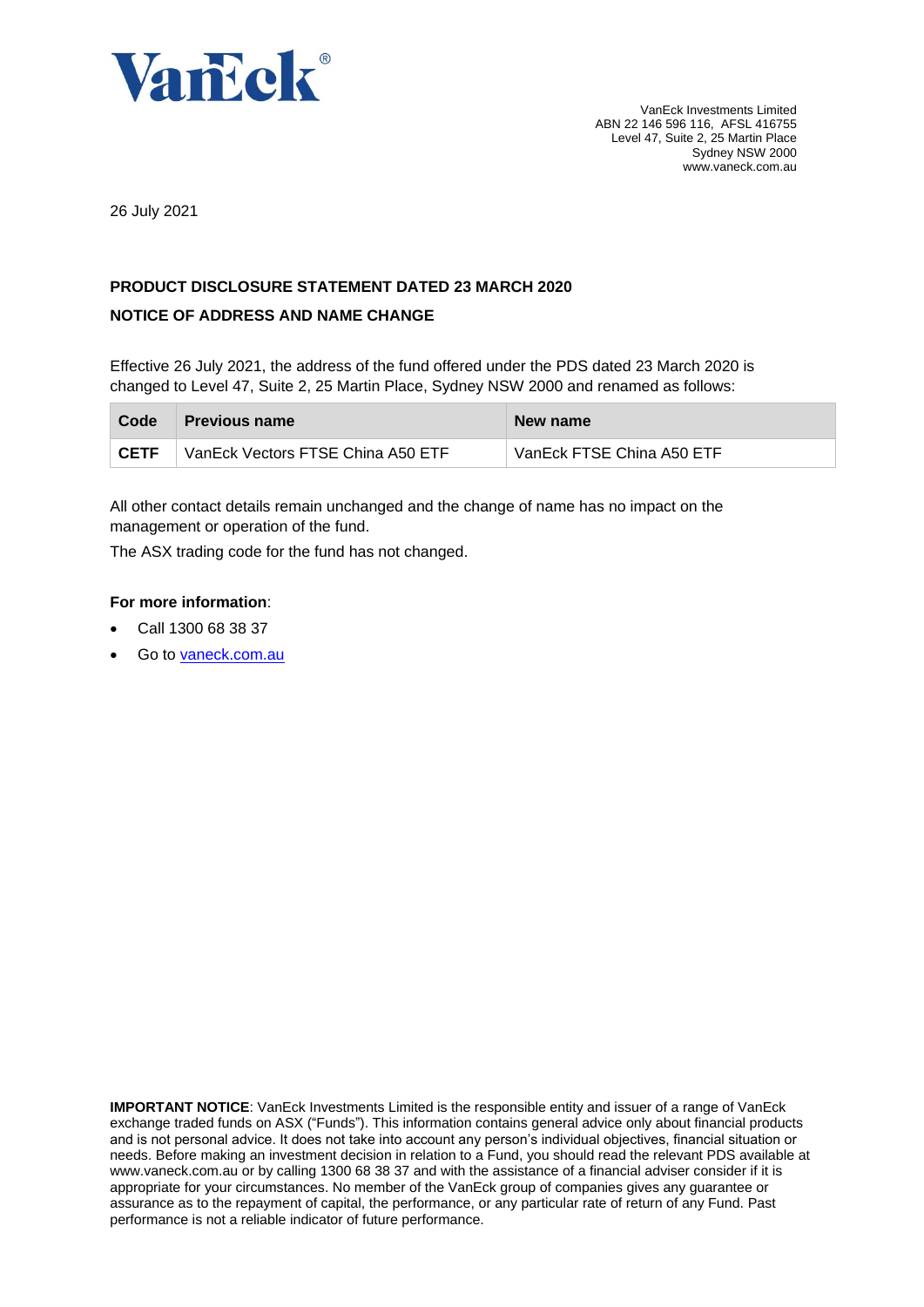VanEck®

VanEck Investments Limited
ABN 22 146 596 116, AFSL 416755
Level 47, Suite 2, 25 Martin Place
Sydney NSW 2000
www.vaneck.com.au

26 July 2021

**PRODUCT DISCLOSURE STATEMENT DATED 23 MARCH 2020**

**NOTICE OF ADDRESS AND NAME CHANGE**

Effective 26 July 2021, the address of the fund offered under the PDS dated 23 March 2020 is changed to Level 47, Suite 2, 25 Martin Place, Sydney NSW 2000 and renamed as follows:

| Code | Previous name | New name |
|---|---|---|
| **CETF** | VanEck Vectors FTSE China A50 ETF | VanEck FTSE China A50 ETF |

All other contact details remain unchanged and the change of name has no impact on the management or operation of the fund.

The ASX trading code for the fund has not changed.

**For more information**:

- Call 1300 68 38 37
- Go to [vaneck.com.au](vaneck.com.au)

**IMPORTANT NOTICE**: VanEck Investments Limited is the responsible entity and issuer of a range of VanEck exchange traded funds on ASX ("Funds"). This information contains general advice only about financial products and is not personal advice. It does not take into account any person's individual objectives, financial situation or needs. Before making an investment decision in relation to a Fund, you should read the relevant PDS available at www.vaneck.com.au or by calling 1300 68 38 37 and with the assistance of a financial adviser consider if it is appropriate for your circumstances. No member of the VanEck group of companies gives any guarantee or assurance as to the repayment of capital, the performance, or any particular rate of return of any Fund. Past performance is not a reliable indicator of future performance.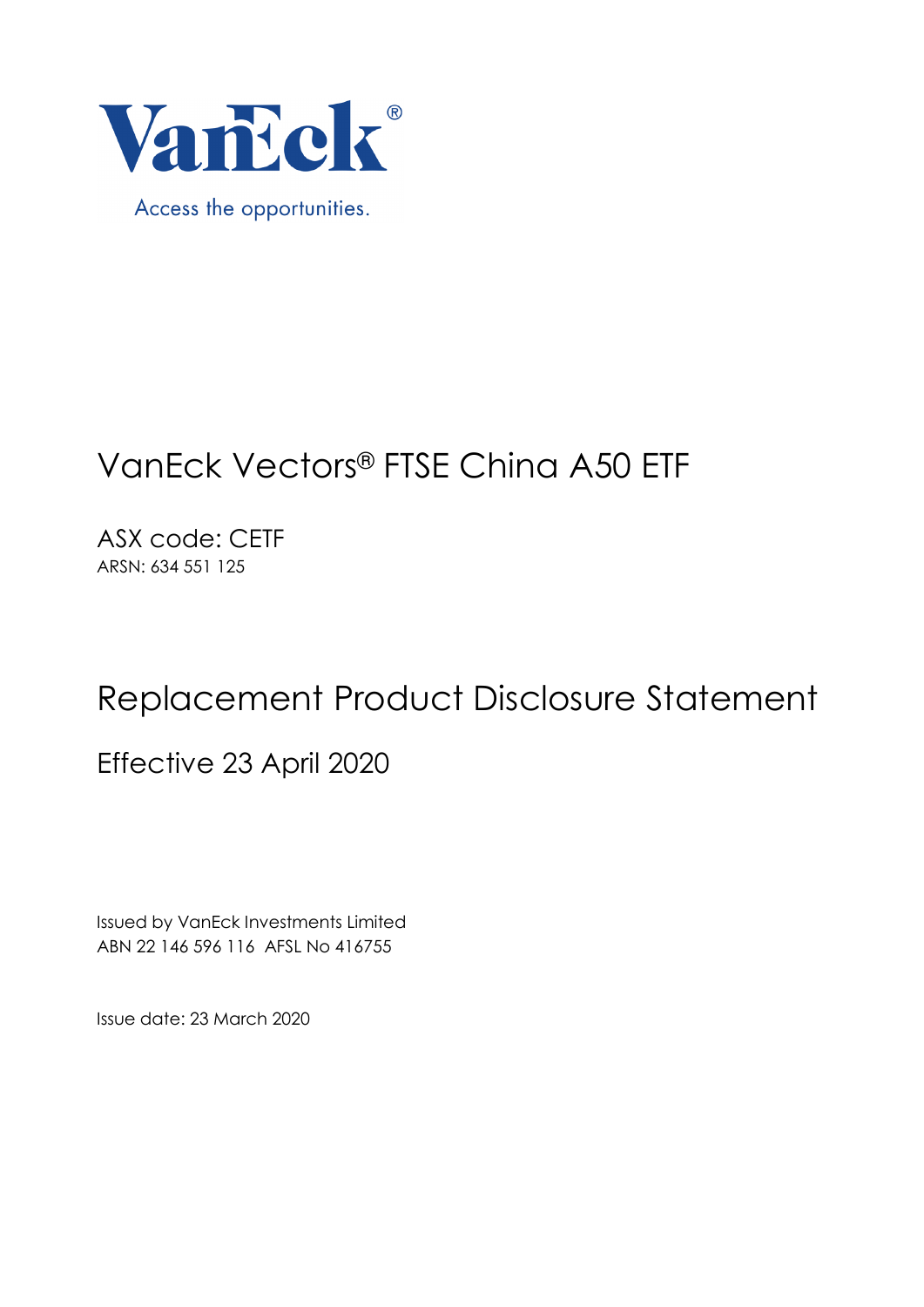VanEck®

Access the opportunities.

# VanEck Vectors® FTSE China A50 ETF

ASX code: CETF

ARSN: 634 551 125

# Replacement Product Disclosure Statement

## Effective 23 April 2020

Issued by VanEck Investments Limited

ABN 22 146 596 116 AFSL No 416755

Issue date: 23 March 2020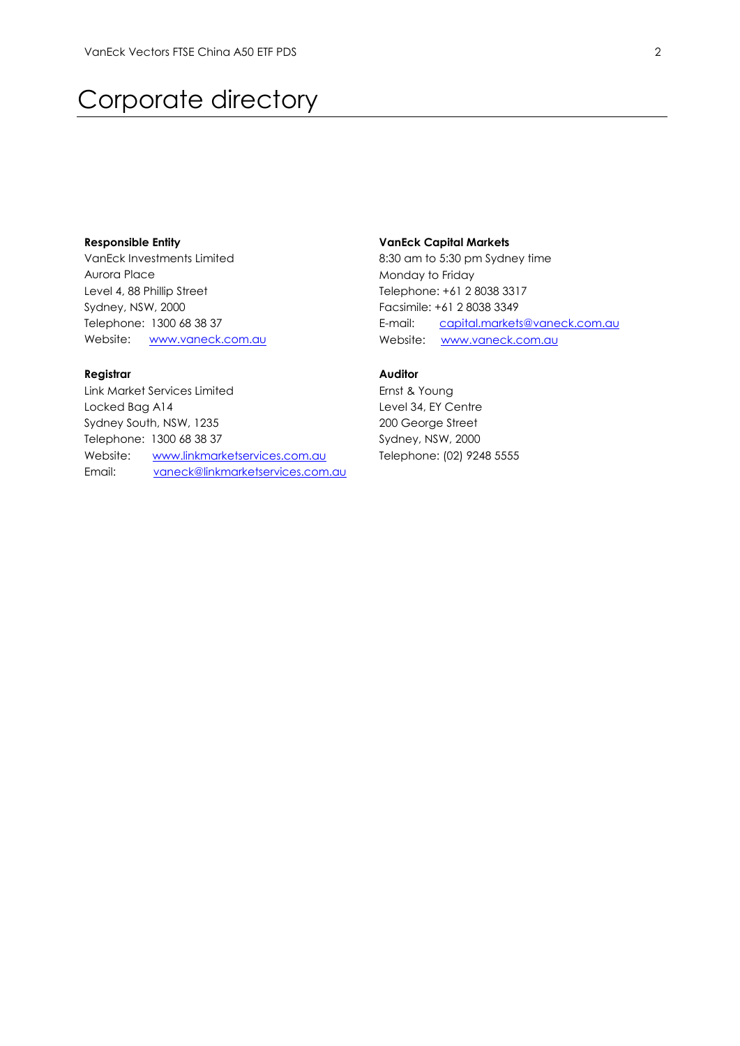# Corporate directory

**Responsible Entity**
VanEck Investments Limited
Aurora Place
Level 4, 88 Phillip Street
Sydney, NSW, 2000
Telephone: 1300 68 38 37
Website: www.vaneck.com.au

**Registrar**
Link Market Services Limited
Locked Bag A14
Sydney South, NSW, 1235
Telephone: 1300 68 38 37
Website: www.linkmarketservices.com.au
Email: vaneck@linkmarketservices.com.au

**VanEck Capital Markets**
8:30 am to 5:30 pm Sydney time
Monday to Friday
Telephone: +61 2 8038 3317
Facsimile: +61 2 8038 3349
E-mail: capital.markets@vaneck.com.au
Website: www.vaneck.com.au

**Auditor**
Ernst & Young
Level 34, EY Centre
200 George Street
Sydney, NSW, 2000
Telephone: (02) 9248 5555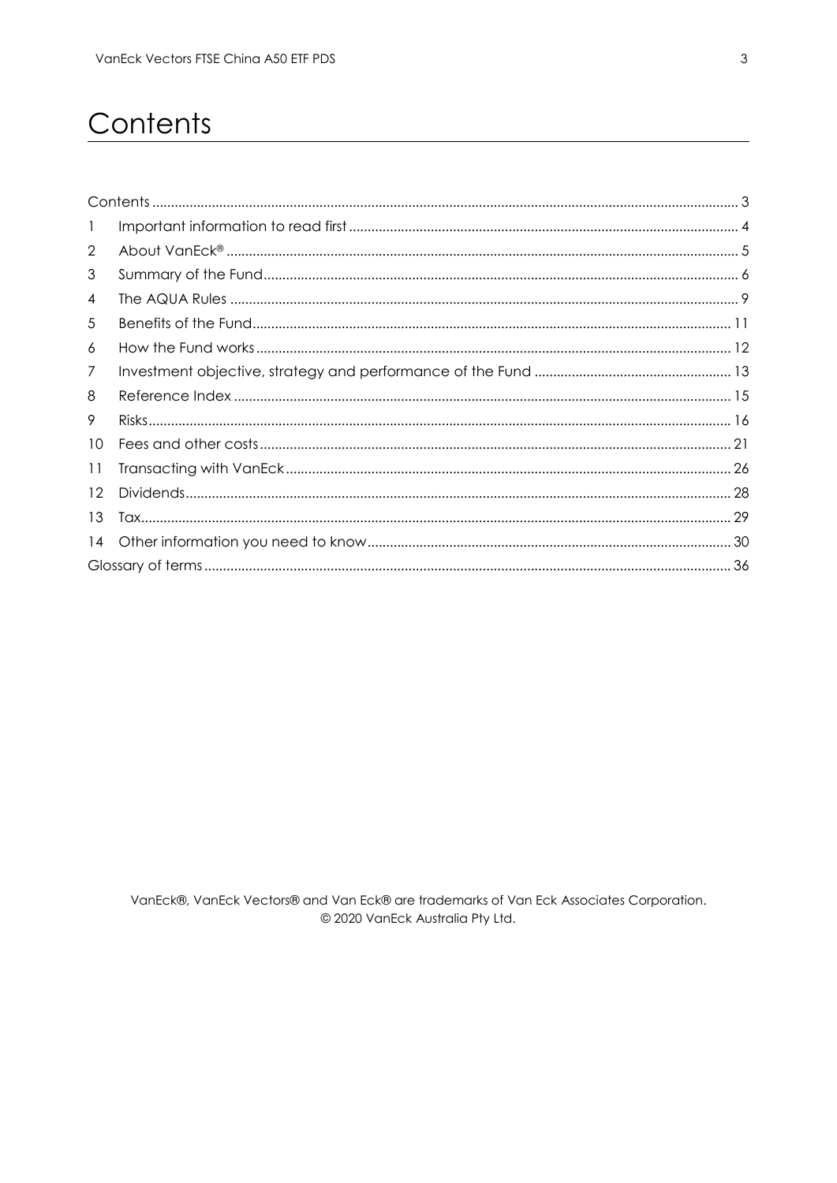# Contents

| | | |
|---|---|---|
| Contents | | 3 |
| 1 | Important information to read first | 4 |
| 2 | About VanEck® | 5 |
| 3 | Summary of the Fund | 6 |
| 4 | The AQUA Rules | 9 |
| 5 | Benefits of the Fund | 11 |
| 6 | How the Fund works | 12 |
| 7 | Investment objective, strategy and performance of the Fund | 13 |
| 8 | Reference Index | 15 |
| 9 | Risks | 16 |
| 10 | Fees and other costs | 21 |
| 11 | Transacting with VanEck | 26 |
| 12 | Dividends | 28 |
| 13 | Tax | 29 |
| 14 | Other information you need to know | 30 |
| Glossary of terms | | 36 |

VanEck®, VanEck Vectors® and Van Eck® are trademarks of Van Eck Associates Corporation.
© 2020 VanEck Australia Pty Ltd.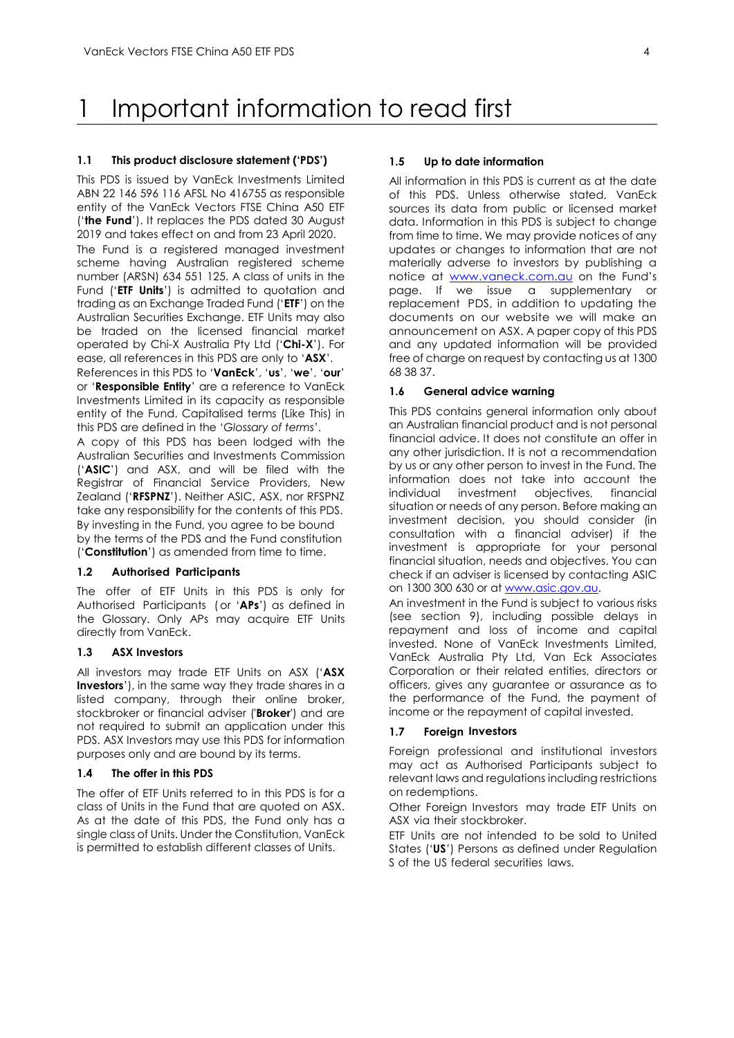# 1 Important information to read first

### 1.1 This product disclosure statement ('PDS')

This PDS is issued by VanEck Investments Limited ABN 22 146 596 116 AFSL No 416755 as responsible entity of the VanEck Vectors FTSE China A50 ETF ('**the Fund**'). It replaces the PDS dated 30 August 2019 and takes effect on and from 23 April 2020.

The Fund is a registered managed investment scheme having Australian registered scheme number (ARSN) 634 551 125. A class of units in the Fund ('**ETF Units**') is admitted to quotation and trading as an Exchange Traded Fund ('**ETF**') on the Australian Securities Exchange. ETF Units may also be traded on the licensed financial market operated by Chi-X Australia Pty Ltd ('**Chi-X**'). For ease, all references in this PDS are only to '**ASX**'.

References in this PDS to '**VanEck**', '**us**', '**we**', '**our**' or '**Responsible Entity**' are a reference to VanEck Investments Limited in its capacity as responsible entity of the Fund. Capitalised terms (Like This) in this PDS are defined in the '*Glossary of terms*'.

A copy of this PDS has been lodged with the Australian Securities and Investments Commission ('**ASIC**') and ASX, and will be filed with the Registrar of Financial Service Providers, New Zealand ('**RFSPNZ**'). Neither ASIC, ASX, nor RFSPNZ take any responsibility for the contents of this PDS.

By investing in the Fund, you agree to be bound by the terms of the PDS and the Fund constitution ('**Constitution**') as amended from time to time.

### 1.2 Authorised Participants

The offer of ETF Units in this PDS is only for Authorised Participants (or '**APs**') as defined in the Glossary. Only APs may acquire ETF Units directly from VanEck.

### 1.3 ASX Investors

All investors may trade ETF Units on ASX ('**ASX Investors**'), in the same way they trade shares in a listed company, through their online broker, stockbroker or financial adviser ('**Broker**') and are not required to submit an application under this PDS. ASX Investors may use this PDS for information purposes only and are bound by its terms.

### 1.4 The offer in this PDS

The offer of ETF Units referred to in this PDS is for a class of Units in the Fund that are quoted on ASX. As at the date of this PDS, the Fund only has a single class of Units. Under the Constitution, VanEck is permitted to establish different classes of Units.

### 1.5 Up to date information

All information in this PDS is current as at the date of this PDS. Unless otherwise stated, VanEck sources its data from public or licensed market data. Information in this PDS is subject to change from time to time. We may provide notices of any updates or changes to information that are not materially adverse to investors by publishing a notice at www.vaneck.com.au on the Fund's page. If we issue a supplementary or replacement PDS, in addition to updating the documents on our website we will make an announcement on ASX. A paper copy of this PDS and any updated information will be provided free of charge on request by contacting us at 1300 68 38 37.

### 1.6 General advice warning

This PDS contains general information only about an Australian financial product and is not personal financial advice. It does not constitute an offer in any other jurisdiction. It is not a recommendation by us or any other person to invest in the Fund. The information does not take into account the individual investment objectives, financial situation or needs of any person. Before making an investment decision, you should consider (in consultation with a financial adviser) if the investment is appropriate for your personal financial situation, needs and objectives. You can check if an adviser is licensed by contacting ASIC on 1300 300 630 or at www.asic.gov.au.

An investment in the Fund is subject to various risks (see section 9), including possible delays in repayment and loss of income and capital invested. None of VanEck Investments Limited, VanEck Australia Pty Ltd, Van Eck Associates Corporation or their related entities, directors or officers, gives any guarantee or assurance as to the performance of the Fund, the payment of income or the repayment of capital invested.

### 1.7 Foreign Investors

Foreign professional and institutional investors may act as Authorised Participants subject to relevant laws and regulations including restrictions on redemptions.

Other Foreign Investors may trade ETF Units on ASX via their stockbroker.

ETF Units are not intended to be sold to United States ('**US**') Persons as defined under Regulation S of the US federal securities laws.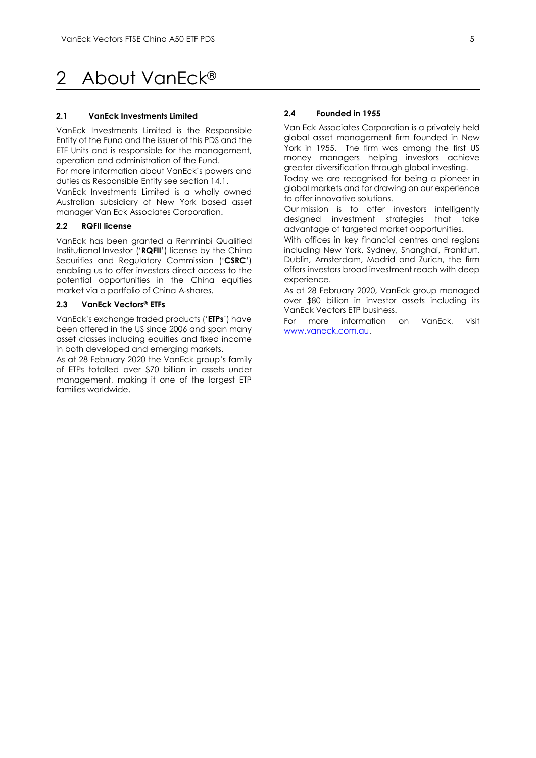# 2 About VanEck®

### 2.1 VanEck Investments Limited

VanEck Investments Limited is the Responsible Entity of the Fund and the issuer of this PDS and the ETF Units and is responsible for the management, operation and administration of the Fund.

For more information about VanEck's powers and duties as Responsible Entity see section 14.1.

VanEck Investments Limited is a wholly owned Australian subsidiary of New York based asset manager Van Eck Associates Corporation.

### 2.2 RQFII license

VanEck has been granted a Renminbi Qualified Institutional Investor ('**RQFII**') license by the China Securities and Regulatory Commission ('**CSRC**') enabling us to offer investors direct access to the potential opportunities in the China equities market via a portfolio of China A-shares.

### 2.3 VanEck Vectors® ETFs

VanEck's exchange traded products ('**ETPs**') have been offered in the US since 2006 and span many asset classes including equities and fixed income in both developed and emerging markets.

As at 28 February 2020 the VanEck group's family of ETPs totalled over $70 billion in assets under management, making it one of the largest ETP families worldwide.

### 2.4 Founded in 1955

Van Eck Associates Corporation is a privately held global asset management firm founded in New York in 1955. The firm was among the first US money managers helping investors achieve greater diversification through global investing.

Today we are recognised for being a pioneer in global markets and for drawing on our experience to offer innovative solutions.

Our mission is to offer investors intelligently designed investment strategies that take advantage of targeted market opportunities.

With offices in key financial centres and regions including New York, Sydney, Shanghai, Frankfurt, Dublin, Amsterdam, Madrid and Zurich, the firm offers investors broad investment reach with deep experience.

As at 28 February 2020, VanEck group managed over $80 billion in investor assets including its VanEck Vectors ETP business.

For more information on VanEck, visit [www.vaneck.com.au](http://www.vaneck.com.au).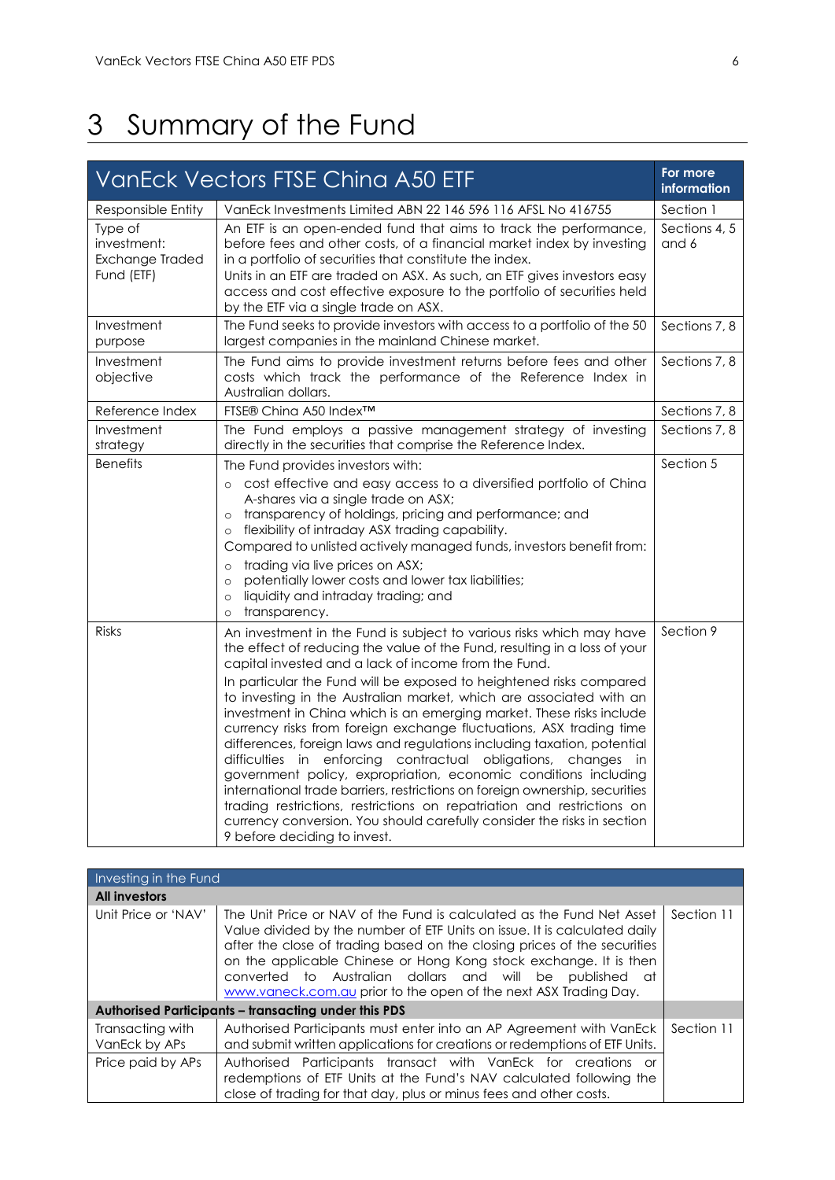# 3 Summary of the Fund

| VanEck Vectors FTSE China A50 ETF | | For more information |
|---|---|---|
| Responsible Entity | VanEck Investments Limited ABN 22 146 596 116 AFSL No 416755 | Section 1 |
| Type of investment: Exchange Traded Fund (ETF) | An ETF is an open-ended fund that aims to track the performance, before fees and other costs, of a financial market index by investing in a portfolio of securities that constitute the index.<br>Units in an ETF are traded on ASX. As such, an ETF gives investors easy access and cost effective exposure to the portfolio of securities held by the ETF via a single trade on ASX. | Sections 4, 5 and 6 |
| Investment purpose | The Fund seeks to provide investors with access to a portfolio of the 50 largest companies in the mainland Chinese market. | Sections 7, 8 |
| Investment objective | The Fund aims to provide investment returns before fees and other costs which track the performance of the Reference Index in Australian dollars. | Sections 7, 8 |
| Reference Index | FTSE® China A50 Index™ | Sections 7, 8 |
| Investment strategy | The Fund employs a passive management strategy of investing directly in the securities that comprise the Reference Index. | Sections 7, 8 |
| Benefits | The Fund provides investors with:<br>○ cost effective and easy access to a diversified portfolio of China A-shares via a single trade on ASX;<br>○ transparency of holdings, pricing and performance; and<br>○ flexibility of intraday ASX trading capability.<br>Compared to unlisted actively managed funds, investors benefit from:<br>○ trading via live prices on ASX;<br>○ potentially lower costs and lower tax liabilities;<br>○ liquidity and intraday trading; and<br>○ transparency. | Section 5 |
| Risks | An investment in the Fund is subject to various risks which may have the effect of reducing the value of the Fund, resulting in a loss of your capital invested and a lack of income from the Fund.<br>In particular the Fund will be exposed to heightened risks compared to investing in the Australian market, which are associated with an investment in China which is an emerging market. These risks include currency risks from foreign exchange fluctuations, ASX trading time differences, foreign laws and regulations including taxation, potential difficulties in enforcing contractual obligations, changes in government policy, expropriation, economic conditions including international trade barriers, restrictions on foreign ownership, securities trading restrictions, restrictions on repatriation and restrictions on currency conversion. You should carefully consider the risks in section 9 before deciding to invest. | Section 9 |

| Investing in the Fund | | |
|---|---|---|
| **All investors** | | |
| Unit Price or 'NAV' | The Unit Price or NAV of the Fund is calculated as the Fund Net Asset Value divided by the number of ETF Units on issue. It is calculated daily after the close of trading based on the closing prices of the securities on the applicable Chinese or Hong Kong stock exchange. It is then converted to Australian dollars and will be published at www.vaneck.com.au prior to the open of the next ASX Trading Day. | Section 11 |
| **Authorised Participants – transacting under this PDS** | | |
| Transacting with VanEck by APs | Authorised Participants must enter into an AP Agreement with VanEck and submit written applications for creations or redemptions of ETF Units. | Section 11 |
| Price paid by APs | Authorised Participants transact with VanEck for creations or redemptions of ETF Units at the Fund's NAV calculated following the close of trading for that day, plus or minus fees and other costs. | |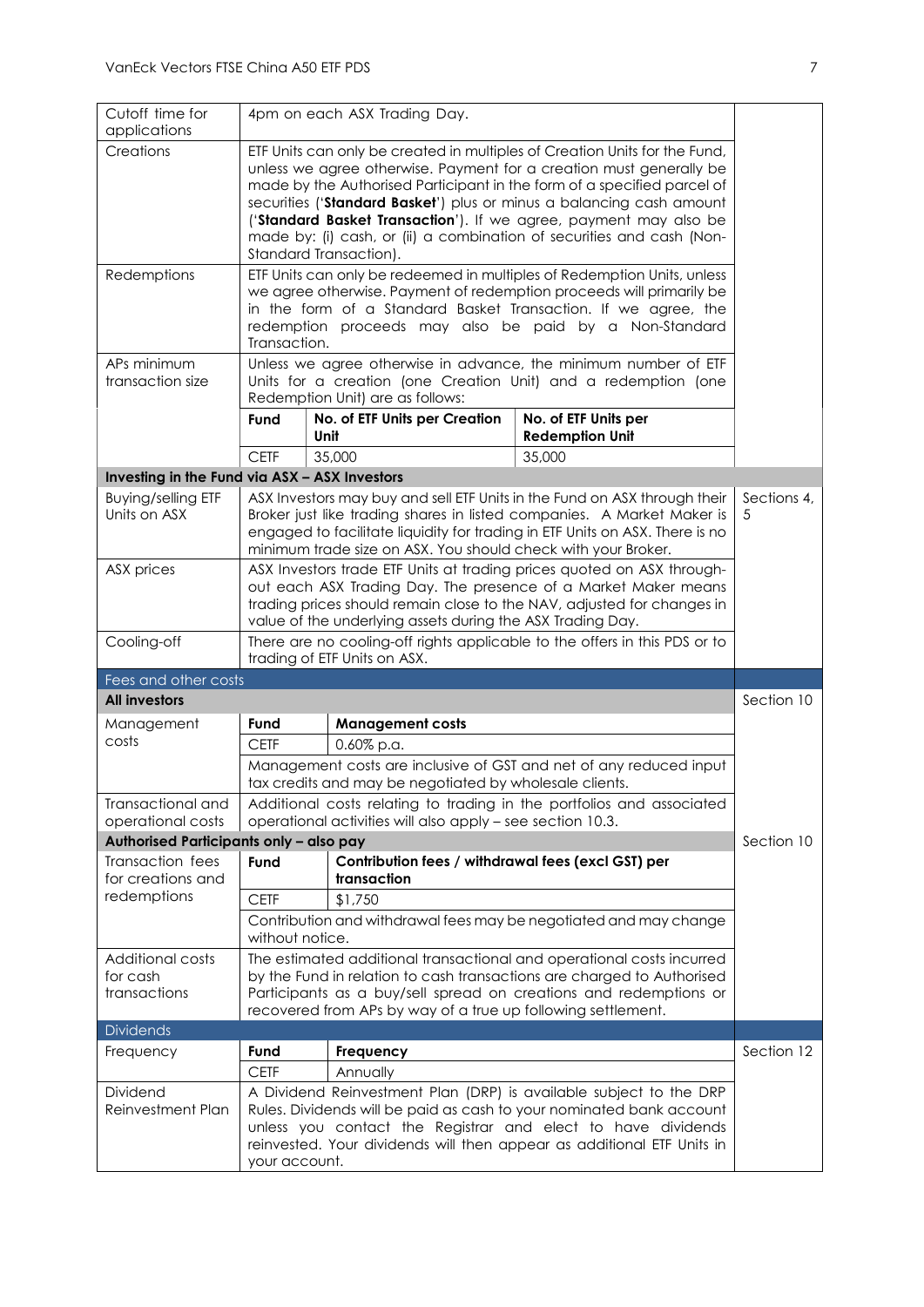| | | |
|---|---|---|
| Cutoff time for applications | 4pm on each ASX Trading Day. | |
| Creations | ETF Units can only be created in multiples of Creation Units for the Fund, unless we agree otherwise. Payment for a creation must generally be made by the Authorised Participant in the form of a specified parcel of securities ('**Standard Basket**') plus or minus a balancing cash amount ('**Standard Basket Transaction**'). If we agree, payment may also be made by: (i) cash, or (ii) a combination of securities and cash (Non-Standard Transaction). | |
| Redemptions | ETF Units can only be redeemed in multiples of Redemption Units, unless we agree otherwise. Payment of redemption proceeds will primarily be in the form of a Standard Basket Transaction. If we agree, the redemption proceeds may also be paid by a Non-Standard Transaction. | |
| APs minimum transaction size | Unless we agree otherwise in advance, the minimum number of ETF Units for a creation (one Creation Unit) and a redemption (one Redemption Unit) are as follows:<br><br>**Fund** / **No. of ETF Units per Creation Unit** / **No. of ETF Units per Redemption Unit**<br>CETF / 35,000 / 35,000 | |
| **Investing in the Fund via ASX – ASX Investors** | | |
| Buying/selling ETF Units on ASX | ASX Investors may buy and sell ETF Units in the Fund on ASX through their Broker just like trading shares in listed companies. A Market Maker is engaged to facilitate liquidity for trading in ETF Units on ASX. There is no minimum trade size on ASX. You should check with your Broker. | Sections 4, 5 |
| ASX prices | ASX Investors trade ETF Units at trading prices quoted on ASX throughout each ASX Trading Day. The presence of a Market Maker means trading prices should remain close to the NAV, adjusted for changes in value of the underlying assets during the ASX Trading Day. | |
| Cooling-off | There are no cooling-off rights applicable to the offers in this PDS or to trading of ETF Units on ASX. | |
| **Fees and other costs** | | |
| **All investors** | | Section 10 |
| Management costs | **Fund** / **Management costs**<br>CETF / 0.60% p.a.<br><br>Management costs are inclusive of GST and net of any reduced input tax credits and may be negotiated by wholesale clients. | |
| Transactional and operational costs | Additional costs relating to trading in the portfolios and associated operational activities will also apply – see section 10.3. | |
| **Authorised Participants only – also pay** | | Section 10 |
| Transaction fees for creations and redemptions | **Fund** / **Contribution fees / withdrawal fees (excl GST) per transaction**<br>CETF / $1,750<br><br>Contribution and withdrawal fees may be negotiated and may change without notice. | |
| Additional costs for cash transactions | The estimated additional transactional and operational costs incurred by the Fund in relation to cash transactions are charged to Authorised Participants as a buy/sell spread on creations and redemptions or recovered from APs by way of a true up following settlement. | |
| **Dividends** | | |
| Frequency | **Fund** / **Frequency**<br>CETF / Annually | Section 12 |
| Dividend Reinvestment Plan | A Dividend Reinvestment Plan (DRP) is available subject to the DRP Rules. Dividends will be paid as cash to your nominated bank account unless you contact the Registrar and elect to have dividends reinvested. Your dividends will then appear as additional ETF Units in your account. | |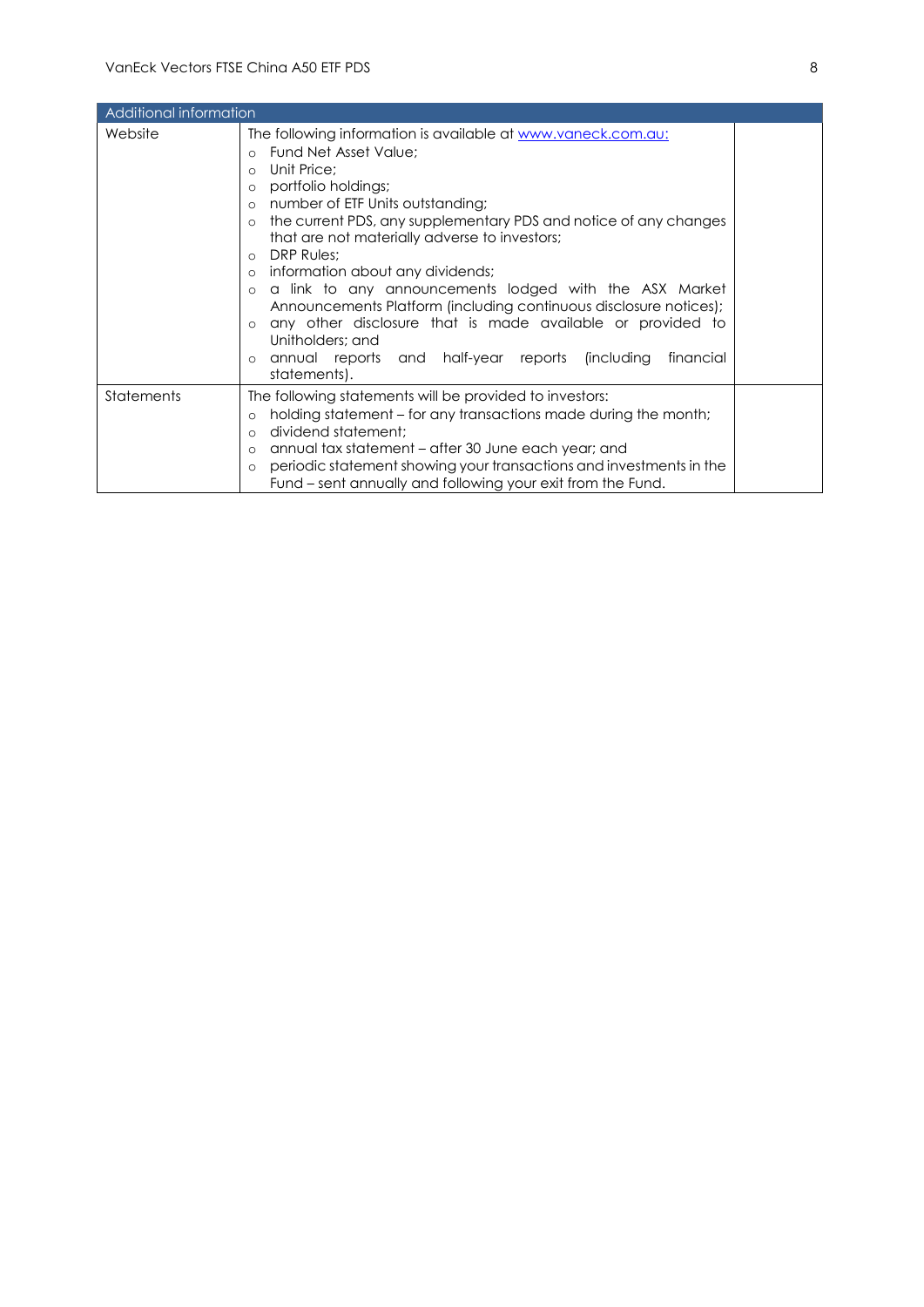| Additional information | | |
|---|---|---|
| Website | The following information is available at [www.vaneck.com.au](http://www.vaneck.com.au): <br>○ Fund Net Asset Value; <br>○ Unit Price; <br>○ portfolio holdings; <br>○ number of ETF Units outstanding; <br>○ the current PDS, any supplementary PDS and notice of any changes that are not materially adverse to investors; <br>○ DRP Rules; <br>○ information about any dividends; <br>○ a link to any announcements lodged with the ASX Market Announcements Platform (including continuous disclosure notices); <br>○ any other disclosure that is made available or provided to Unitholders; and <br>○ annual reports and half-year reports (including financial statements). | |
| Statements | The following statements will be provided to investors: <br>○ holding statement – for any transactions made during the month; <br>○ dividend statement; <br>○ annual tax statement – after 30 June each year; and <br>○ periodic statement showing your transactions and investments in the Fund – sent annually and following your exit from the Fund. | |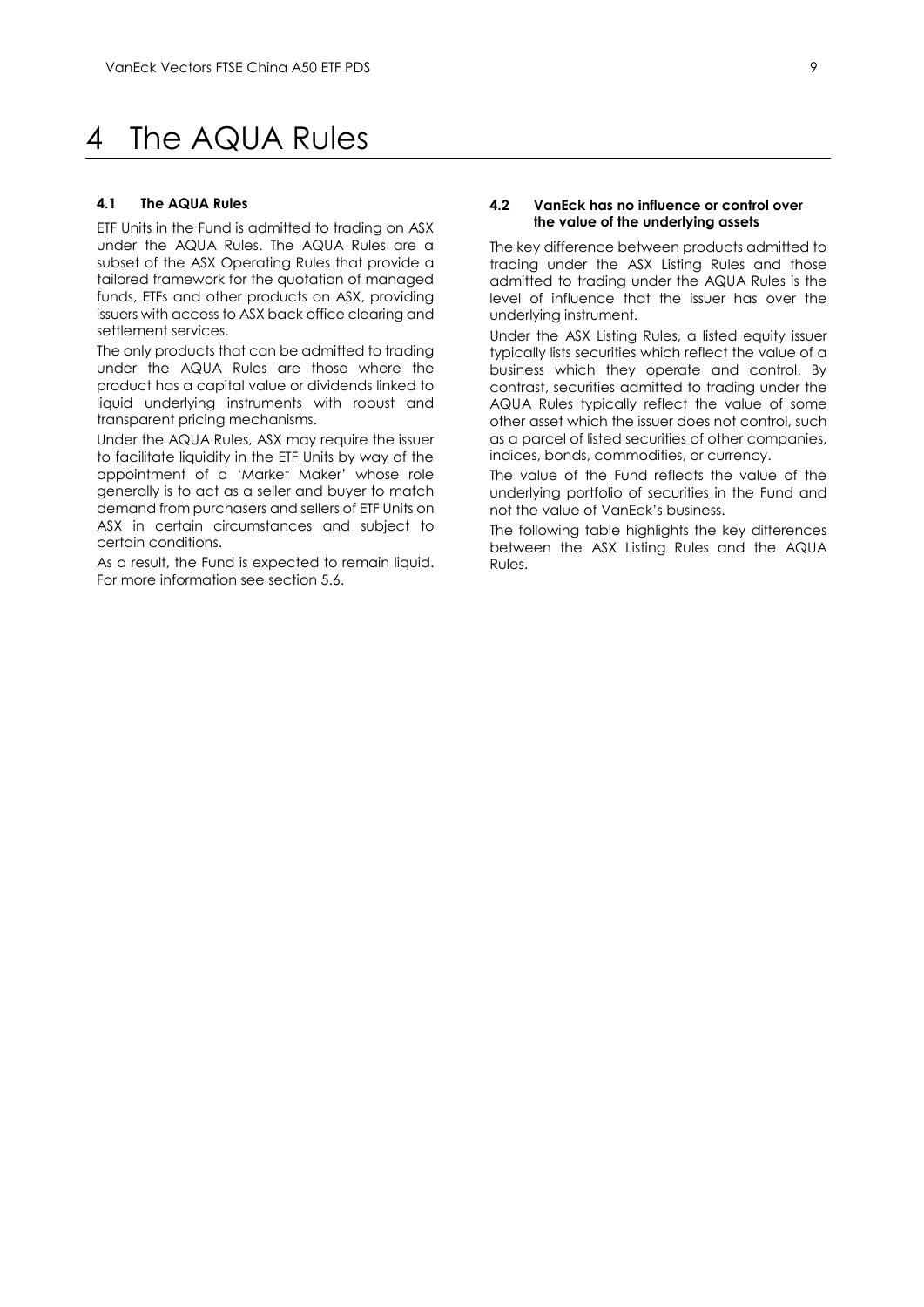# 4 The AQUA Rules

### 4.1 The AQUA Rules

ETF Units in the Fund is admitted to trading on ASX under the AQUA Rules. The AQUA Rules are a subset of the ASX Operating Rules that provide a tailored framework for the quotation of managed funds, ETFs and other products on ASX, providing issuers with access to ASX back office clearing and settlement services.

The only products that can be admitted to trading under the AQUA Rules are those where the product has a capital value or dividends linked to liquid underlying instruments with robust and transparent pricing mechanisms.

Under the AQUA Rules, ASX may require the issuer to facilitate liquidity in the ETF Units by way of the appointment of a 'Market Maker' whose role generally is to act as a seller and buyer to match demand from purchasers and sellers of ETF Units on ASX in certain circumstances and subject to certain conditions.

As a result, the Fund is expected to remain liquid. For more information see section 5.6.

### 4.2 VanEck has no influence or control over the value of the underlying assets

The key difference between products admitted to trading under the ASX Listing Rules and those admitted to trading under the AQUA Rules is the level of influence that the issuer has over the underlying instrument.

Under the ASX Listing Rules, a listed equity issuer typically lists securities which reflect the value of a business which they operate and control. By contrast, securities admitted to trading under the AQUA Rules typically reflect the value of some other asset which the issuer does not control, such as a parcel of listed securities of other companies, indices, bonds, commodities, or currency.

The value of the Fund reflects the value of the underlying portfolio of securities in the Fund and not the value of VanEck's business.

The following table highlights the key differences between the ASX Listing Rules and the AQUA Rules.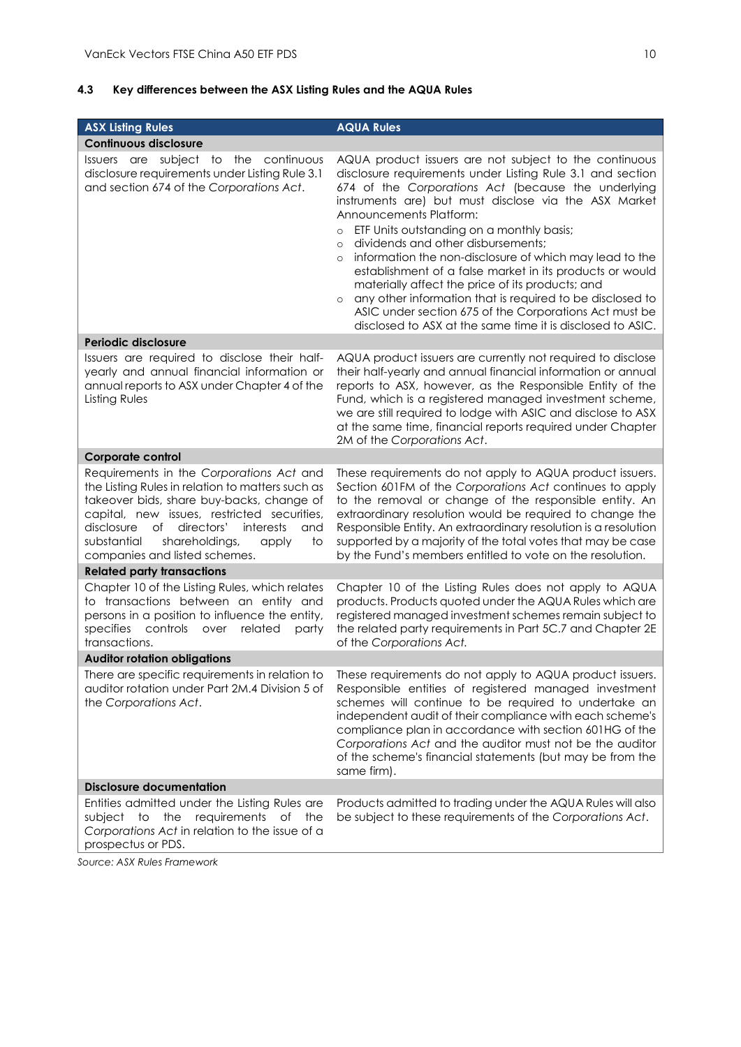### 4.3 Key differences between the ASX Listing Rules and the AQUA Rules

| ASX Listing Rules | AQUA Rules |
|---|---|
| **Continuous disclosure** | |
| Issuers are subject to the continuous disclosure requirements under Listing Rule 3.1 and section 674 of the *Corporations Act*. | AQUA product issuers are not subject to the continuous disclosure requirements under Listing Rule 3.1 and section 674 of the *Corporations Act* (because the underlying instruments are) but must disclose via the ASX Market Announcements Platform:<br>○ ETF Units outstanding on a monthly basis;<br>○ dividends and other disbursements;<br>○ information the non-disclosure of which may lead to the establishment of a false market in its products or would materially affect the price of its products; and<br>○ any other information that is required to be disclosed to ASIC under section 675 of the Corporations Act must be disclosed to ASX at the same time it is disclosed to ASIC. |
| **Periodic disclosure** | |
| Issuers are required to disclose their half-yearly and annual financial information or annual reports to ASX under Chapter 4 of the Listing Rules | AQUA product issuers are currently not required to disclose their half-yearly and annual financial information or annual reports to ASX, however, as the Responsible Entity of the Fund, which is a registered managed investment scheme, we are still required to lodge with ASIC and disclose to ASX at the same time, financial reports required under Chapter 2M of the *Corporations Act*. |
| **Corporate control** | |
| Requirements in the *Corporations Act* and the Listing Rules in relation to matters such as takeover bids, share buy-backs, change of capital, new issues, restricted securities, disclosure of directors' interests and substantial shareholdings, apply to companies and listed schemes. | These requirements do not apply to AQUA product issuers. Section 601FM of the *Corporations Act* continues to apply to the removal or change of the responsible entity. An extraordinary resolution would be required to change the Responsible Entity. An extraordinary resolution is a resolution supported by a majority of the total votes that may be case by the Fund's members entitled to vote on the resolution. |
| **Related party transactions** | |
| Chapter 10 of the Listing Rules, which relates to transactions between an entity and persons in a position to influence the entity, specifies controls over related party transactions. | Chapter 10 of the Listing Rules does not apply to AQUA products. Products quoted under the AQUA Rules which are registered managed investment schemes remain subject to the related party requirements in Part 5C.7 and Chapter 2E of the *Corporations Act.* |
| **Auditor rotation obligations** | |
| There are specific requirements in relation to auditor rotation under Part 2M.4 Division 5 of the *Corporations Act*. | These requirements do not apply to AQUA product issuers. Responsible entities of registered managed investment schemes will continue to be required to undertake an independent audit of their compliance with each scheme's compliance plan in accordance with section 601HG of the *Corporations Act* and the auditor must not be the auditor of the scheme's financial statements (but may be from the same firm). |
| **Disclosure documentation** | |
| Entities admitted under the Listing Rules are subject to the requirements of the *Corporations Act* in relation to the issue of a prospectus or PDS. | Products admitted to trading under the AQUA Rules will also be subject to these requirements of the *Corporations Act*. |

*Source: ASX Rules Framework*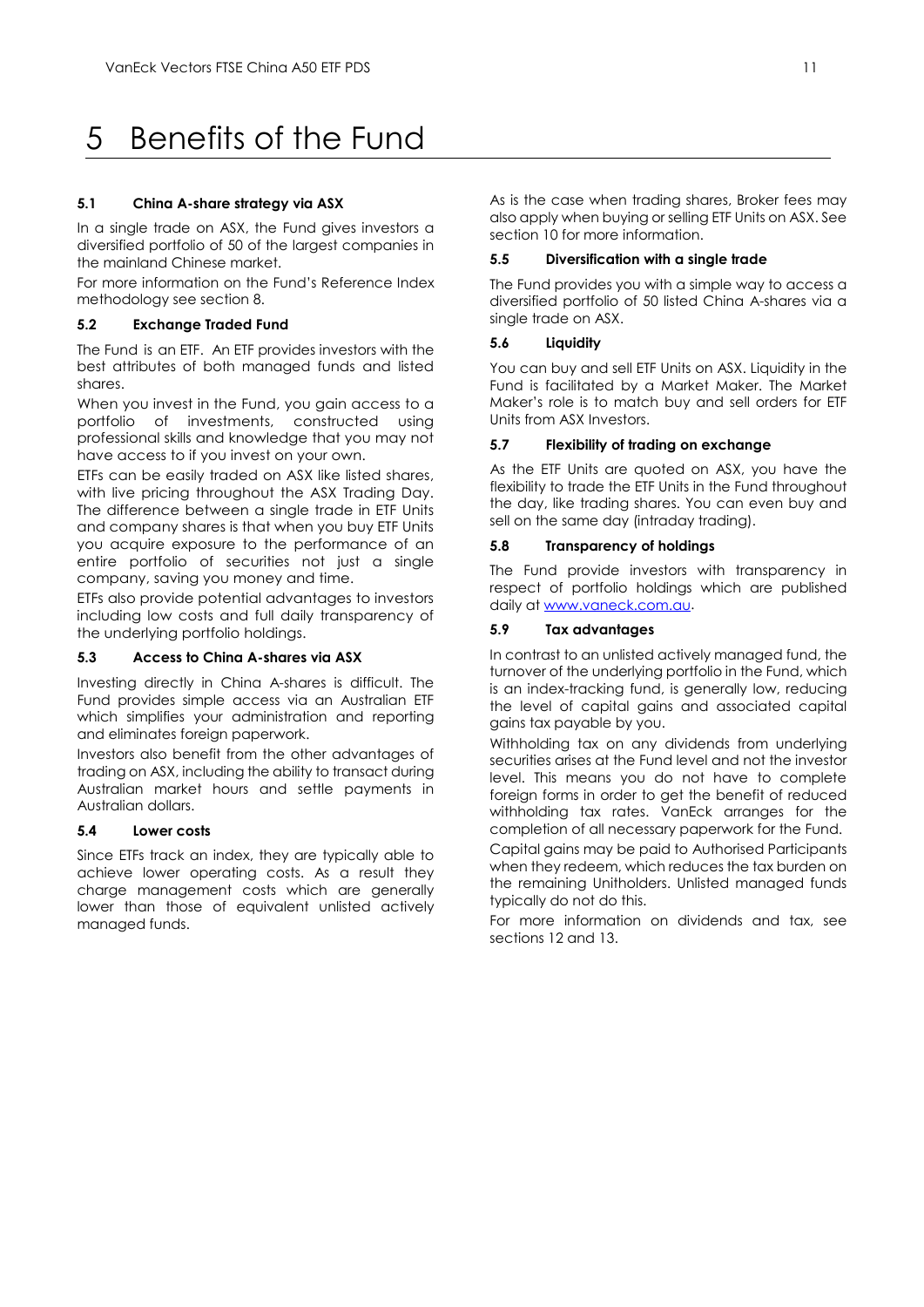# 5 Benefits of the Fund

### 5.1 China A-share strategy via ASX

In a single trade on ASX, the Fund gives investors a diversified portfolio of 50 of the largest companies in the mainland Chinese market.

For more information on the Fund's Reference Index methodology see section 8.

### 5.2 Exchange Traded Fund

The Fund is an ETF. An ETF provides investors with the best attributes of both managed funds and listed shares.

When you invest in the Fund, you gain access to a portfolio of investments, constructed using professional skills and knowledge that you may not have access to if you invest on your own.

ETFs can be easily traded on ASX like listed shares, with live pricing throughout the ASX Trading Day. The difference between a single trade in ETF Units and company shares is that when you buy ETF Units you acquire exposure to the performance of an entire portfolio of securities not just a single company, saving you money and time.

ETFs also provide potential advantages to investors including low costs and full daily transparency of the underlying portfolio holdings.

### 5.3 Access to China A-shares via ASX

Investing directly in China A-shares is difficult. The Fund provides simple access via an Australian ETF which simplifies your administration and reporting and eliminates foreign paperwork.

Investors also benefit from the other advantages of trading on ASX, including the ability to transact during Australian market hours and settle payments in Australian dollars.

### 5.4 Lower costs

Since ETFs track an index, they are typically able to achieve lower operating costs. As a result they charge management costs which are generally lower than those of equivalent unlisted actively managed funds.

As is the case when trading shares, Broker fees may also apply when buying or selling ETF Units on ASX. See section 10 for more information.

### 5.5 Diversification with a single trade

The Fund provides you with a simple way to access a diversified portfolio of 50 listed China A-shares via a single trade on ASX.

### 5.6 Liquidity

You can buy and sell ETF Units on ASX. Liquidity in the Fund is facilitated by a Market Maker. The Market Maker's role is to match buy and sell orders for ETF Units from ASX Investors.

### 5.7 Flexibility of trading on exchange

As the ETF Units are quoted on ASX, you have the flexibility to trade the ETF Units in the Fund throughout the day, like trading shares. You can even buy and sell on the same day (intraday trading).

### 5.8 Transparency of holdings

The Fund provide investors with transparency in respect of portfolio holdings which are published daily at www.vaneck.com.au.

### 5.9 Tax advantages

In contrast to an unlisted actively managed fund, the turnover of the underlying portfolio in the Fund, which is an index-tracking fund, is generally low, reducing the level of capital gains and associated capital gains tax payable by you.

Withholding tax on any dividends from underlying securities arises at the Fund level and not the investor level. This means you do not have to complete foreign forms in order to get the benefit of reduced withholding tax rates. VanEck arranges for the completion of all necessary paperwork for the Fund.

Capital gains may be paid to Authorised Participants when they redeem, which reduces the tax burden on the remaining Unitholders. Unlisted managed funds typically do not do this.

For more information on dividends and tax, see sections 12 and 13.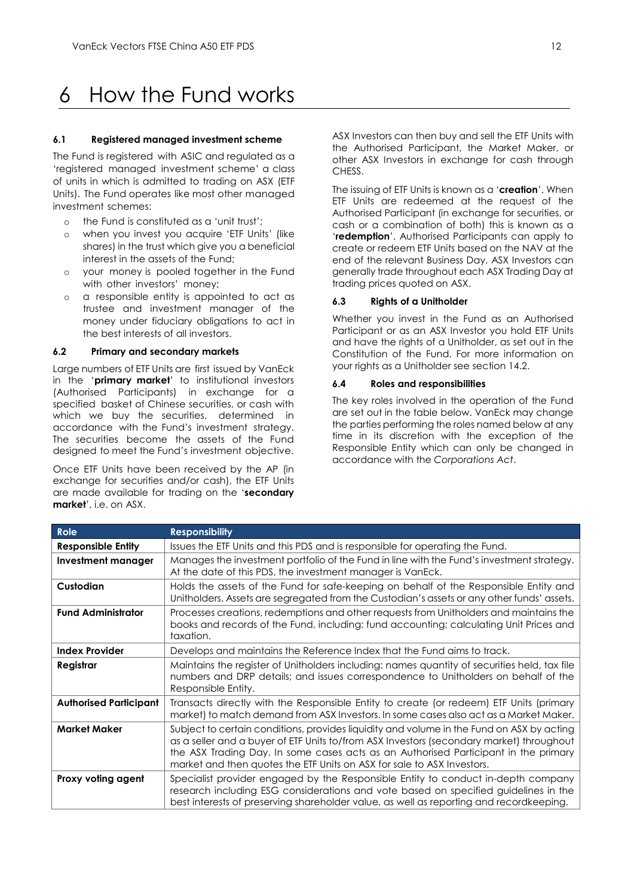# 6 How the Fund works

### 6.1 Registered managed investment scheme

The Fund is registered with ASIC and regulated as a 'registered managed investment scheme' a class of units in which is admitted to trading on ASX (ETF Units). The Fund operates like most other managed investment schemes:

- the Fund is constituted as a 'unit trust';
- when you invest you acquire 'ETF Units' (like shares) in the trust which give you a beneficial interest in the assets of the Fund;
- your money is pooled together in the Fund with other investors' money;
- a responsible entity is appointed to act as trustee and investment manager of the money under fiduciary obligations to act in the best interests of all investors.

### 6.2 Primary and secondary markets

Large numbers of ETF Units are first issued by VanEck in the '**primary market**' to institutional investors (Authorised Participants) in exchange for a specified basket of Chinese securities, or cash with which we buy the securities, determined in accordance with the Fund's investment strategy. The securities become the assets of the Fund designed to meet the Fund's investment objective.

Once ETF Units have been received by the AP (in exchange for securities and/or cash), the ETF Units are made available for trading on the '**secondary market**', i.e. on ASX.

ASX Investors can then buy and sell the ETF Units with the Authorised Participant, the Market Maker, or other ASX Investors in exchange for cash through CHESS.

The issuing of ETF Units is known as a '**creation**'. When ETF Units are redeemed at the request of the Authorised Participant (in exchange for securities, or cash or a combination of both) this is known as a '**redemption**'. Authorised Participants can apply to create or redeem ETF Units based on the NAV at the end of the relevant Business Day. ASX Investors can generally trade throughout each ASX Trading Day at trading prices quoted on ASX.

### 6.3 Rights of a Unitholder

Whether you invest in the Fund as an Authorised Participant or as an ASX Investor you hold ETF Units and have the rights of a Unitholder, as set out in the Constitution of the Fund. For more information on your rights as a Unitholder see section 14.2.

### 6.4 Roles and responsibilities

The key roles involved in the operation of the Fund are set out in the table below. VanEck may change the parties performing the roles named below at any time in its discretion with the exception of the Responsible Entity which can only be changed in accordance with the *Corporations Act*.

| Role | Responsibility |
|---|---|
| **Responsible Entity** | Issues the ETF Units and this PDS and is responsible for operating the Fund. |
| **Investment manager** | Manages the investment portfolio of the Fund in line with the Fund's investment strategy. At the date of this PDS, the investment manager is VanEck. |
| **Custodian** | Holds the assets of the Fund for safe-keeping on behalf of the Responsible Entity and Unitholders. Assets are segregated from the Custodian's assets or any other funds' assets. |
| **Fund Administrator** | Processes creations, redemptions and other requests from Unitholders and maintains the books and records of the Fund, including: fund accounting; calculating Unit Prices and taxation. |
| **Index Provider** | Develops and maintains the Reference Index that the Fund aims to track. |
| **Registrar** | Maintains the register of Unitholders including: names quantity of securities held, tax file numbers and DRP details; and issues correspondence to Unitholders on behalf of the Responsible Entity. |
| **Authorised Participant** | Transacts directly with the Responsible Entity to create (or redeem) ETF Units (primary market) to match demand from ASX Investors. In some cases also act as a Market Maker. |
| **Market Maker** | Subject to certain conditions, provides liquidity and volume in the Fund on ASX by acting as a seller and a buyer of ETF Units to/from ASX Investors (secondary market) throughout the ASX Trading Day. In some cases acts as an Authorised Participant in the primary market and then quotes the ETF Units on ASX for sale to ASX Investors. |
| **Proxy voting agent** | Specialist provider engaged by the Responsible Entity to conduct in-depth company research including ESG considerations and vote based on specified guidelines in the best interests of preserving shareholder value, as well as reporting and recordkeeping. |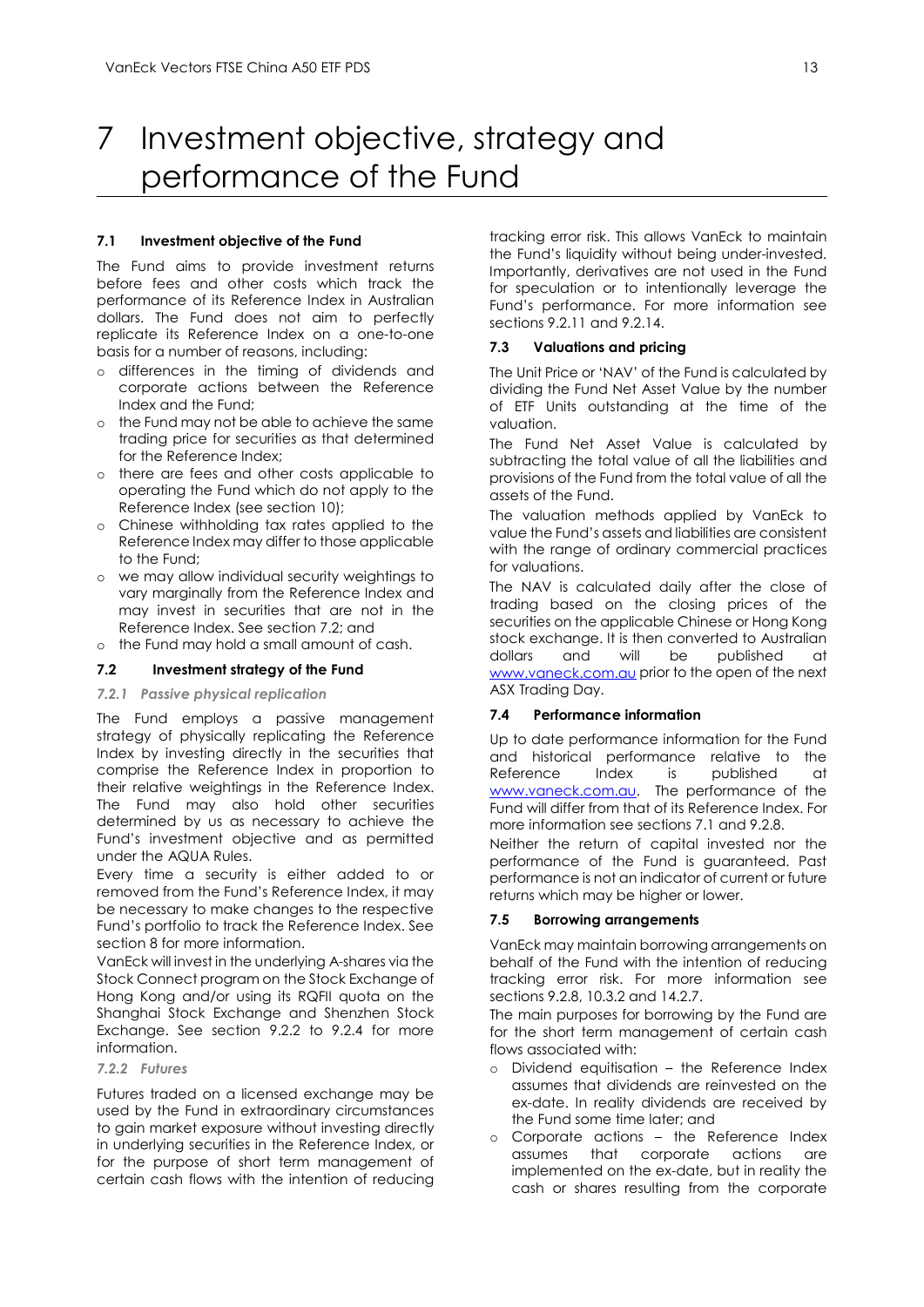# 7 Investment objective, strategy and performance of the Fund

### 7.1 Investment objective of the Fund

The Fund aims to provide investment returns before fees and other costs which track the performance of its Reference Index in Australian dollars. The Fund does not aim to perfectly replicate its Reference Index on a one-to-one basis for a number of reasons, including:

- differences in the timing of dividends and corporate actions between the Reference Index and the Fund;
- the Fund may not be able to achieve the same trading price for securities as that determined for the Reference Index;
- there are fees and other costs applicable to operating the Fund which do not apply to the Reference Index (see section 10);
- Chinese withholding tax rates applied to the Reference Index may differ to those applicable to the Fund;
- we may allow individual security weightings to vary marginally from the Reference Index and may invest in securities that are not in the Reference Index. See section 7.2; and
- the Fund may hold a small amount of cash.

### 7.2 Investment strategy of the Fund

#### *7.2.1 Passive physical replication*

The Fund employs a passive management strategy of physically replicating the Reference Index by investing directly in the securities that comprise the Reference Index in proportion to their relative weightings in the Reference Index. The Fund may also hold other securities determined by us as necessary to achieve the Fund's investment objective and as permitted under the AQUA Rules.

Every time a security is either added to or removed from the Fund's Reference Index, it may be necessary to make changes to the respective Fund's portfolio to track the Reference Index. See section 8 for more information.

VanEck will invest in the underlying A-shares via the Stock Connect program on the Stock Exchange of Hong Kong and/or using its RQFII quota on the Shanghai Stock Exchange and Shenzhen Stock Exchange. See section 9.2.2 to 9.2.4 for more information.

#### *7.2.2 Futures*

Futures traded on a licensed exchange may be used by the Fund in extraordinary circumstances to gain market exposure without investing directly in underlying securities in the Reference Index, or for the purpose of short term management of certain cash flows with the intention of reducing tracking error risk. This allows VanEck to maintain the Fund's liquidity without being under-invested. Importantly, derivatives are not used in the Fund for speculation or to intentionally leverage the Fund's performance. For more information see sections 9.2.11 and 9.2.14.

### 7.3 Valuations and pricing

The Unit Price or 'NAV' of the Fund is calculated by dividing the Fund Net Asset Value by the number of ETF Units outstanding at the time of the valuation.

The Fund Net Asset Value is calculated by subtracting the total value of all the liabilities and provisions of the Fund from the total value of all the assets of the Fund.

The valuation methods applied by VanEck to value the Fund's assets and liabilities are consistent with the range of ordinary commercial practices for valuations.

The NAV is calculated daily after the close of trading based on the closing prices of the securities on the applicable Chinese or Hong Kong stock exchange. It is then converted to Australian dollars and will be published at www.vaneck.com.au prior to the open of the next ASX Trading Day.

### 7.4 Performance information

Up to date performance information for the Fund and historical performance relative to the Reference Index is published at www.vaneck.com.au. The performance of the Fund will differ from that of its Reference Index. For more information see sections 7.1 and 9.2.8.

Neither the return of capital invested nor the performance of the Fund is guaranteed. Past performance is not an indicator of current or future returns which may be higher or lower.

### 7.5 Borrowing arrangements

VanEck may maintain borrowing arrangements on behalf of the Fund with the intention of reducing tracking error risk. For more information see sections 9.2.8, 10.3.2 and 14.2.7.

The main purposes for borrowing by the Fund are for the short term management of certain cash flows associated with:

- Dividend equitisation – the Reference Index assumes that dividends are reinvested on the ex-date. In reality dividends are received by the Fund some time later; and
- Corporate actions – the Reference Index assumes that corporate actions are implemented on the ex-date, but in reality the cash or shares resulting from the corporate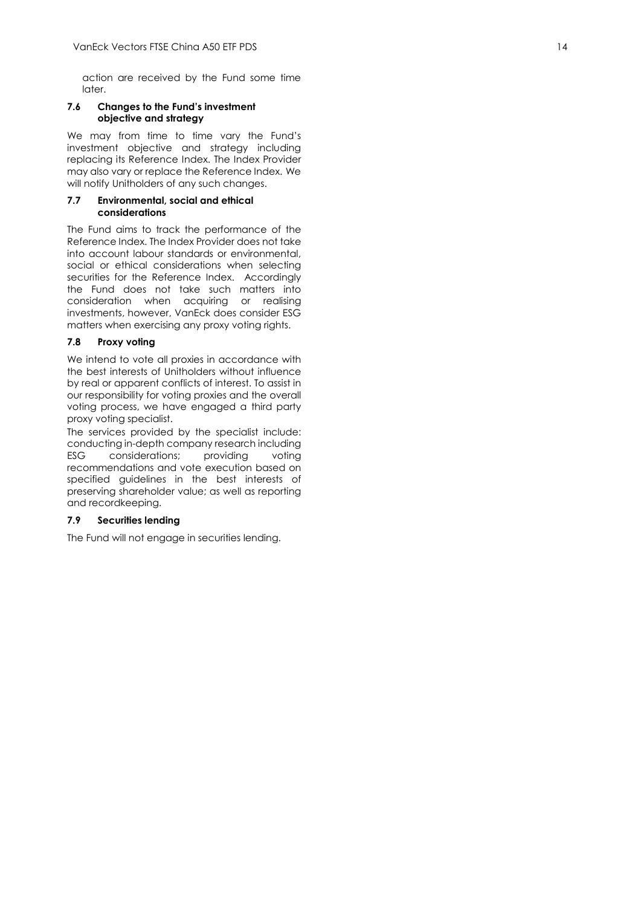action are received by the Fund some time later.

### 7.6 Changes to the Fund's investment objective and strategy

We may from time to time vary the Fund's investment objective and strategy including replacing its Reference Index. The Index Provider may also vary or replace the Reference Index. We will notify Unitholders of any such changes.

### 7.7 Environmental, social and ethical considerations

The Fund aims to track the performance of the Reference Index. The Index Provider does not take into account labour standards or environmental, social or ethical considerations when selecting securities for the Reference Index. Accordingly the Fund does not take such matters into consideration when acquiring or realising investments, however, VanEck does consider ESG matters when exercising any proxy voting rights.

### 7.8 Proxy voting

We intend to vote all proxies in accordance with the best interests of Unitholders without influence by real or apparent conflicts of interest. To assist in our responsibility for voting proxies and the overall voting process, we have engaged a third party proxy voting specialist.

The services provided by the specialist include: conducting in-depth company research including ESG considerations; providing voting recommendations and vote execution based on specified guidelines in the best interests of preserving shareholder value; as well as reporting and recordkeeping.

### 7.9 Securities lending

The Fund will not engage in securities lending.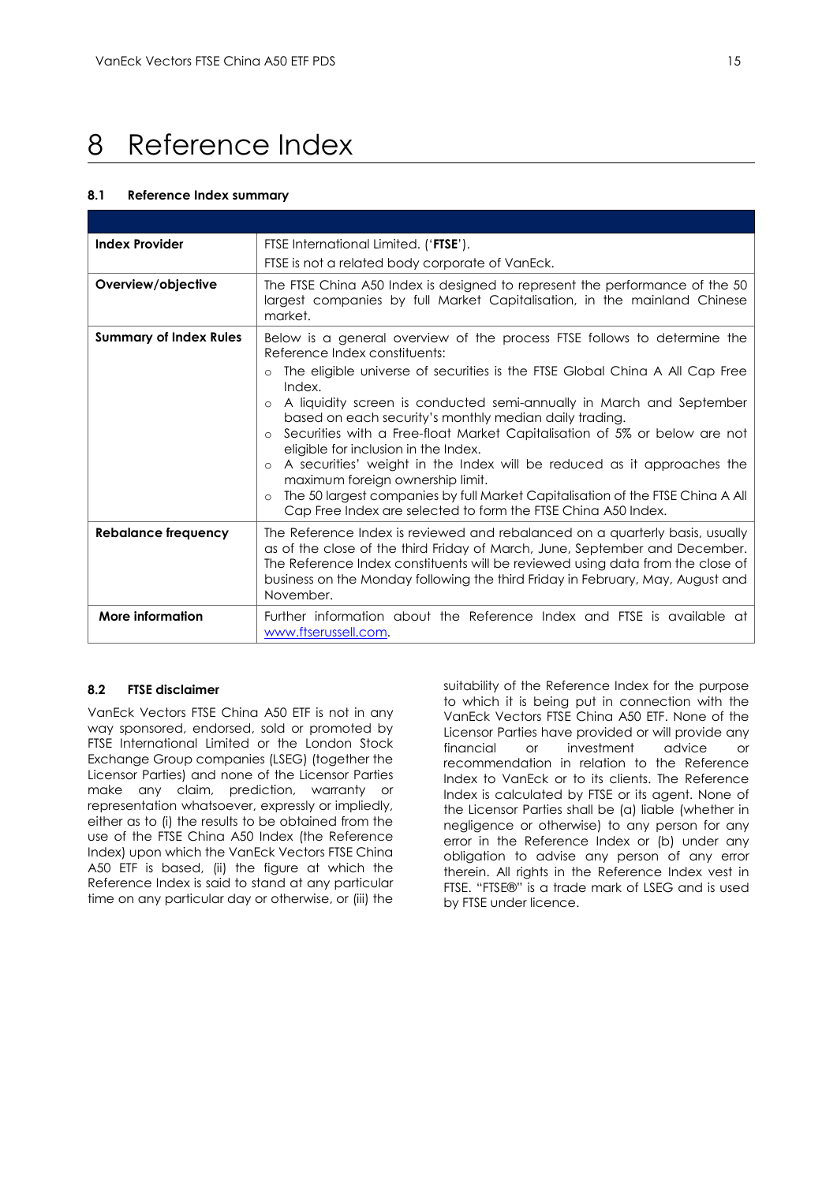# 8 Reference Index

### 8.1 Reference Index summary

| | |
|---|---|
| **Index Provider** | FTSE International Limited. ('**FTSE**').<br>FTSE is not a related body corporate of VanEck. |
| **Overview/objective** | The FTSE China A50 Index is designed to represent the performance of the 50 largest companies by full Market Capitalisation, in the mainland Chinese market. |
| **Summary of Index Rules** | Below is a general overview of the process FTSE follows to determine the Reference Index constituents:<br>○ The eligible universe of securities is the FTSE Global China A All Cap Free Index.<br>○ A liquidity screen is conducted semi-annually in March and September based on each security's monthly median daily trading.<br>○ Securities with a Free-float Market Capitalisation of 5% or below are not eligible for inclusion in the Index.<br>○ A securities' weight in the Index will be reduced as it approaches the maximum foreign ownership limit.<br>○ The 50 largest companies by full Market Capitalisation of the FTSE China A All Cap Free Index are selected to form the FTSE China A50 Index. |
| **Rebalance frequency** | The Reference Index is reviewed and rebalanced on a quarterly basis, usually as of the close of the third Friday of March, June, September and December. The Reference Index constituents will be reviewed using data from the close of business on the Monday following the third Friday in February, May, August and November. |
| **More information** | Further information about the Reference Index and FTSE is available at www.ftserussell.com. |

### 8.2 FTSE disclaimer

VanEck Vectors FTSE China A50 ETF is not in any way sponsored, endorsed, sold or promoted by FTSE International Limited or the London Stock Exchange Group companies (LSEG) (together the Licensor Parties) and none of the Licensor Parties make any claim, prediction, warranty or representation whatsoever, expressly or impliedly, either as to (i) the results to be obtained from the use of the FTSE China A50 Index (the Reference Index) upon which the VanEck Vectors FTSE China A50 ETF is based, (ii) the figure at which the Reference Index is said to stand at any particular time on any particular day or otherwise, or (iii) the suitability of the Reference Index for the purpose to which it is being put in connection with the VanEck Vectors FTSE China A50 ETF. None of the Licensor Parties have provided or will provide any financial or investment advice or recommendation in relation to the Reference Index to VanEck or to its clients. The Reference Index is calculated by FTSE or its agent. None of the Licensor Parties shall be (a) liable (whether in negligence or otherwise) to any person for any error in the Reference Index or (b) under any obligation to advise any person of any error therein. All rights in the Reference Index vest in FTSE. "FTSE®" is a trade mark of LSEG and is used by FTSE under licence.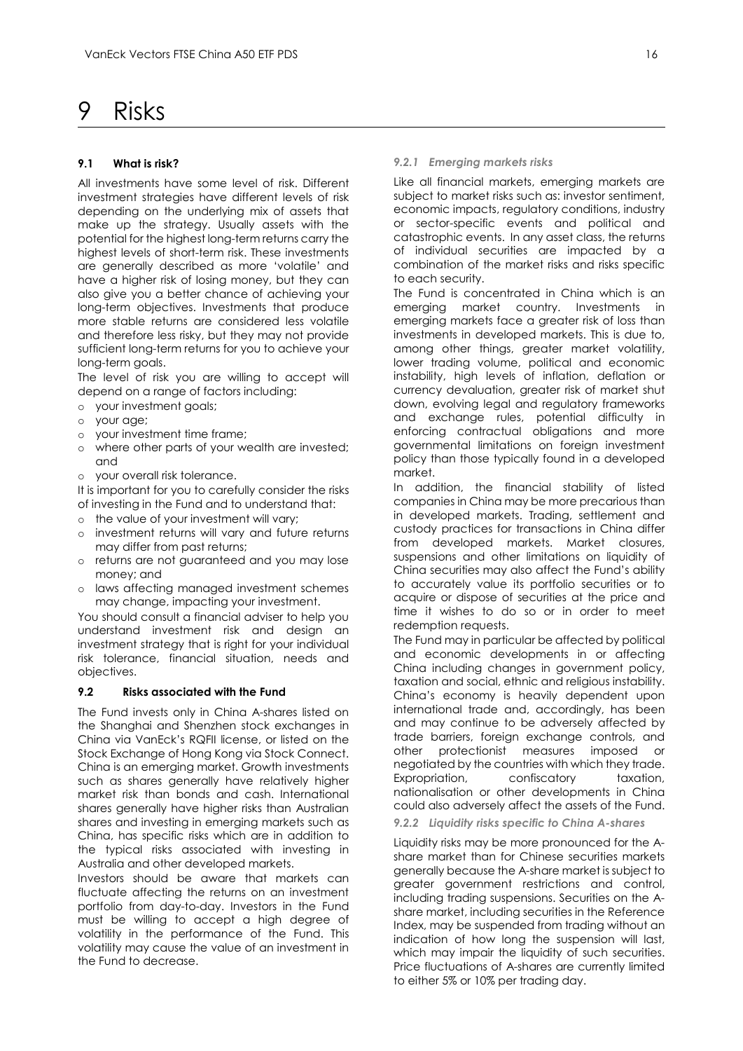# 9 Risks

### 9.1 What is risk?

All investments have some level of risk. Different investment strategies have different levels of risk depending on the underlying mix of assets that make up the strategy. Usually assets with the potential for the highest long-term returns carry the highest levels of short-term risk. These investments are generally described as more 'volatile' and have a higher risk of losing money, but they can also give you a better chance of achieving your long-term objectives. Investments that produce more stable returns are considered less volatile and therefore less risky, but they may not provide sufficient long-term returns for you to achieve your long-term goals.

The level of risk you are willing to accept will depend on a range of factors including:

- your investment goals;
- your age;
- your investment time frame;
- where other parts of your wealth are invested; and
- your overall risk tolerance.

It is important for you to carefully consider the risks of investing in the Fund and to understand that:

- the value of your investment will vary;
- investment returns will vary and future returns may differ from past returns;
- returns are not guaranteed and you may lose money; and
- laws affecting managed investment schemes may change, impacting your investment.

You should consult a financial adviser to help you understand investment risk and design an investment strategy that is right for your individual risk tolerance, financial situation, needs and objectives.

### 9.2 Risks associated with the Fund

The Fund invests only in China A-shares listed on the Shanghai and Shenzhen stock exchanges in China via VanEck's RQFII license, or listed on the Stock Exchange of Hong Kong via Stock Connect. China is an emerging market. Growth investments such as shares generally have relatively higher market risk than bonds and cash. International shares generally have higher risks than Australian shares and investing in emerging markets such as China, has specific risks which are in addition to the typical risks associated with investing in Australia and other developed markets.

Investors should be aware that markets can fluctuate affecting the returns on an investment portfolio from day-to-day. Investors in the Fund must be willing to accept a high degree of volatility in the performance of the Fund. This volatility may cause the value of an investment in the Fund to decrease.

#### *9.2.1 Emerging markets risks*

Like all financial markets, emerging markets are subject to market risks such as: investor sentiment, economic impacts, regulatory conditions, industry or sector-specific events and political and catastrophic events. In any asset class, the returns of individual securities are impacted by a combination of the market risks and risks specific to each security.

The Fund is concentrated in China which is an emerging market country. Investments in emerging markets face a greater risk of loss than investments in developed markets. This is due to, among other things, greater market volatility, lower trading volume, political and economic instability, high levels of inflation, deflation or currency devaluation, greater risk of market shut down, evolving legal and regulatory frameworks and exchange rules, potential difficulty in enforcing contractual obligations and more governmental limitations on foreign investment policy than those typically found in a developed market.

In addition, the financial stability of listed companies in China may be more precarious than in developed markets. Trading, settlement and custody practices for transactions in China differ from developed markets. Market closures, suspensions and other limitations on liquidity of China securities may also affect the Fund's ability to accurately value its portfolio securities or to acquire or dispose of securities at the price and time it wishes to do so or in order to meet redemption requests.

The Fund may in particular be affected by political and economic developments in or affecting China including changes in government policy, taxation and social, ethnic and religious instability. China's economy is heavily dependent upon international trade and, accordingly, has been and may continue to be adversely affected by trade barriers, foreign exchange controls, and other protectionist measures imposed or negotiated by the countries with which they trade. Expropriation, confiscatory taxation, nationalisation or other developments in China could also adversely affect the assets of the Fund.

#### *9.2.2 Liquidity risks specific to China A-shares*

Liquidity risks may be more pronounced for the A-share market than for Chinese securities markets generally because the A-share market is subject to greater government restrictions and control, including trading suspensions. Securities on the A-share market, including securities in the Reference Index, may be suspended from trading without an indication of how long the suspension will last, which may impair the liquidity of such securities. Price fluctuations of A-shares are currently limited to either 5% or 10% per trading day.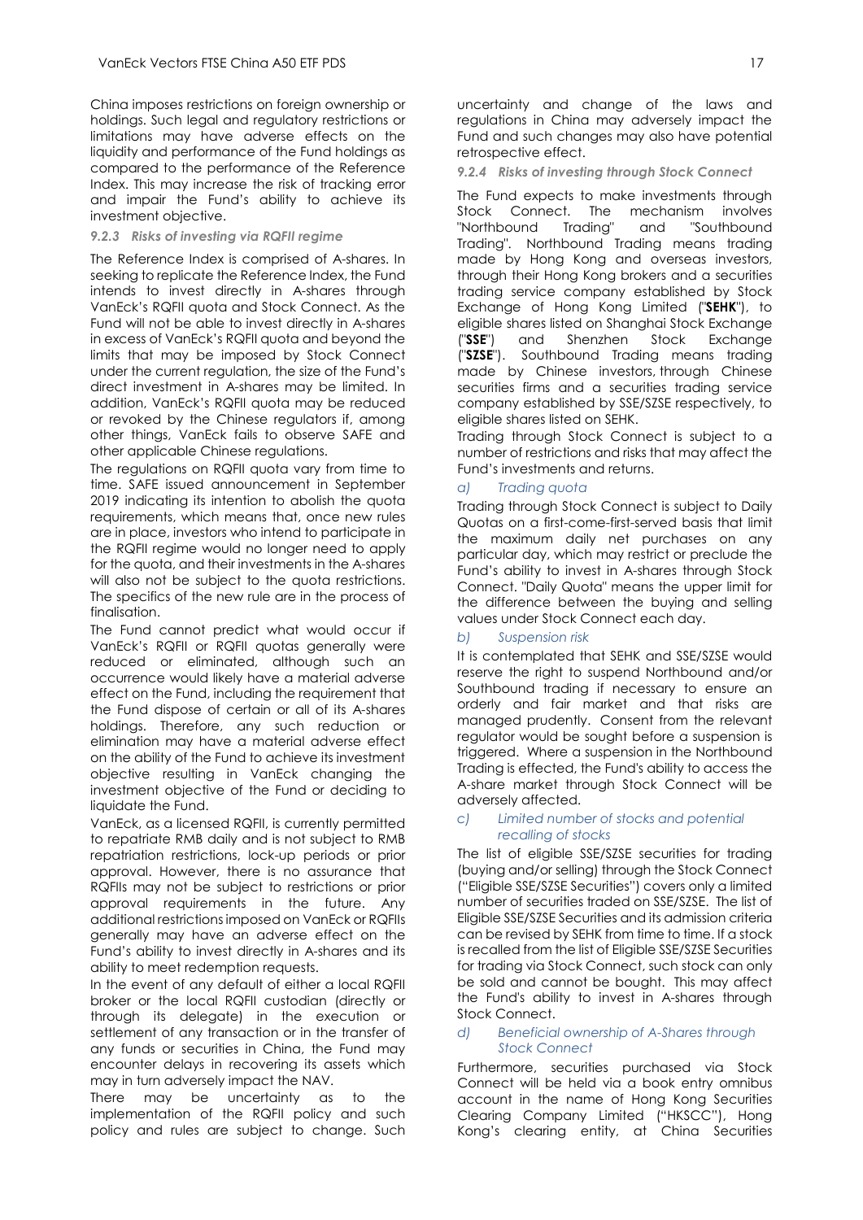China imposes restrictions on foreign ownership or holdings. Such legal and regulatory restrictions or limitations may have adverse effects on the liquidity and performance of the Fund holdings as compared to the performance of the Reference Index. This may increase the risk of tracking error and impair the Fund's ability to achieve its investment objective.

#### *9.2.3 Risks of investing via RQFII regime*

The Reference Index is comprised of A-shares. In seeking to replicate the Reference Index, the Fund intends to invest directly in A-shares through VanEck's RQFII quota and Stock Connect. As the Fund will not be able to invest directly in A-shares in excess of VanEck's RQFII quota and beyond the limits that may be imposed by Stock Connect under the current regulation, the size of the Fund's direct investment in A-shares may be limited. In addition, VanEck's RQFII quota may be reduced or revoked by the Chinese regulators if, among other things, VanEck fails to observe SAFE and other applicable Chinese regulations.

The regulations on RQFII quota vary from time to time. SAFE issued announcement in September 2019 indicating its intention to abolish the quota requirements, which means that, once new rules are in place, investors who intend to participate in the RQFII regime would no longer need to apply for the quota, and their investments in the A-shares will also not be subject to the quota restrictions. The specifics of the new rule are in the process of finalisation.

The Fund cannot predict what would occur if VanEck's RQFII or RQFII quotas generally were reduced or eliminated, although such an occurrence would likely have a material adverse effect on the Fund, including the requirement that the Fund dispose of certain or all of its A-shares holdings. Therefore, any such reduction or elimination may have a material adverse effect on the ability of the Fund to achieve its investment objective resulting in VanEck changing the investment objective of the Fund or deciding to liquidate the Fund.

VanEck, as a licensed RQFII, is currently permitted to repatriate RMB daily and is not subject to RMB repatriation restrictions, lock-up periods or prior approval. However, there is no assurance that RQFIIs may not be subject to restrictions or prior approval requirements in the future. Any additional restrictions imposed on VanEck or RQFIIs generally may have an adverse effect on the Fund's ability to invest directly in A-shares and its ability to meet redemption requests.

In the event of any default of either a local RQFII broker or the local RQFII custodian (directly or through its delegate) in the execution or settlement of any transaction or in the transfer of any funds or securities in China, the Fund may encounter delays in recovering its assets which may in turn adversely impact the NAV.

There may be uncertainty as to the implementation of the RQFII policy and such policy and rules are subject to change. Such uncertainty and change of the laws and regulations in China may adversely impact the Fund and such changes may also have potential retrospective effect.

#### *9.2.4 Risks of investing through Stock Connect*

The Fund expects to make investments through Stock Connect. The mechanism involves "Northbound Trading" and "Southbound Trading". Northbound Trading means trading made by Hong Kong and overseas investors, through their Hong Kong brokers and a securities trading service company established by Stock Exchange of Hong Kong Limited ("**SEHK**"), to eligible shares listed on Shanghai Stock Exchange ("**SSE**") and Shenzhen Stock Exchange ("**SZSE**"). Southbound Trading means trading made by Chinese investors, through Chinese securities firms and a securities trading service company established by SSE/SZSE respectively, to eligible shares listed on SEHK.

Trading through Stock Connect is subject to a number of restrictions and risks that may affect the Fund's investments and returns.

*a) Trading quota*

Trading through Stock Connect is subject to Daily Quotas on a first-come-first-served basis that limit the maximum daily net purchases on any particular day, which may restrict or preclude the Fund's ability to invest in A-shares through Stock Connect. "Daily Quota" means the upper limit for the difference between the buying and selling values under Stock Connect each day.

*b) Suspension risk*

It is contemplated that SEHK and SSE/SZSE would reserve the right to suspend Northbound and/or Southbound trading if necessary to ensure an orderly and fair market and that risks are managed prudently. Consent from the relevant regulator would be sought before a suspension is triggered. Where a suspension in the Northbound Trading is effected, the Fund's ability to access the A-share market through Stock Connect will be adversely affected.

*c) Limited number of stocks and potential recalling of stocks*

The list of eligible SSE/SZSE securities for trading (buying and/or selling) through the Stock Connect ("Eligible SSE/SZSE Securities") covers only a limited number of securities traded on SSE/SZSE. The list of Eligible SSE/SZSE Securities and its admission criteria can be revised by SEHK from time to time. If a stock is recalled from the list of Eligible SSE/SZSE Securities for trading via Stock Connect, such stock can only be sold and cannot be bought. This may affect the Fund's ability to invest in A-shares through Stock Connect.

*d) Beneficial ownership of A-Shares through Stock Connect*

Furthermore, securities purchased via Stock Connect will be held via a book entry omnibus account in the name of Hong Kong Securities Clearing Company Limited ("HKSCC"), Hong Kong's clearing entity, at China Securities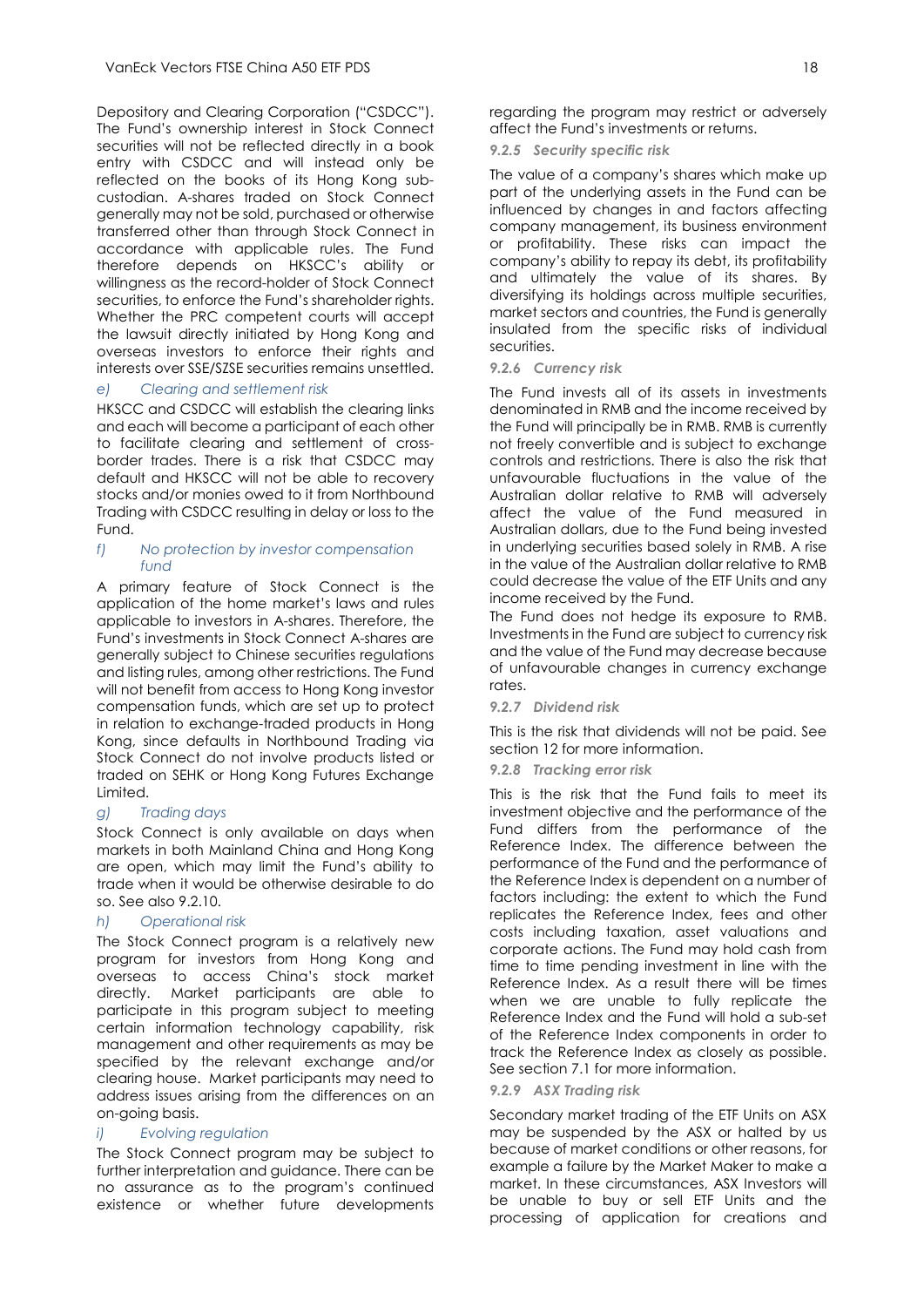Depository and Clearing Corporation ("CSDCC"). The Fund's ownership interest in Stock Connect securities will not be reflected directly in a book entry with CSDCC and will instead only be reflected on the books of its Hong Kong sub-custodian. A-shares traded on Stock Connect generally may not be sold, purchased or otherwise transferred other than through Stock Connect in accordance with applicable rules. The Fund therefore depends on HKSCC's ability or willingness as the record-holder of Stock Connect securities, to enforce the Fund's shareholder rights. Whether the PRC competent courts will accept the lawsuit directly initiated by Hong Kong and overseas investors to enforce their rights and interests over SSE/SZSE securities remains unsettled.

*e) Clearing and settlement risk*

HKSCC and CSDCC will establish the clearing links and each will become a participant of each other to facilitate clearing and settlement of cross-border trades. There is a risk that CSDCC may default and HKSCC will not be able to recovery stocks and/or monies owed to it from Northbound Trading with CSDCC resulting in delay or loss to the Fund.

*f) No protection by investor compensation fund*

A primary feature of Stock Connect is the application of the home market's laws and rules applicable to investors in A-shares. Therefore, the Fund's investments in Stock Connect A-shares are generally subject to Chinese securities regulations and listing rules, among other restrictions. The Fund will not benefit from access to Hong Kong investor compensation funds, which are set up to protect in relation to exchange-traded products in Hong Kong, since defaults in Northbound Trading via Stock Connect do not involve products listed or traded on SEHK or Hong Kong Futures Exchange Limited.

*g) Trading days*

Stock Connect is only available on days when markets in both Mainland China and Hong Kong are open, which may limit the Fund's ability to trade when it would be otherwise desirable to do so. See also 9.2.10.

*h) Operational risk*

The Stock Connect program is a relatively new program for investors from Hong Kong and overseas to access China's stock market directly. Market participants are able to participate in this program subject to meeting certain information technology capability, risk management and other requirements as may be specified by the relevant exchange and/or clearing house. Market participants may need to address issues arising from the differences on an on-going basis.

*i) Evolving regulation*

The Stock Connect program may be subject to further interpretation and guidance. There can be no assurance as to the program's continued existence or whether future developments regarding the program may restrict or adversely affect the Fund's investments or returns.

#### 9.2.5 Security specific risk

The value of a company's shares which make up part of the underlying assets in the Fund can be influenced by changes in and factors affecting company management, its business environment or profitability. These risks can impact the company's ability to repay its debt, its profitability and ultimately the value of its shares. By diversifying its holdings across multiple securities, market sectors and countries, the Fund is generally insulated from the specific risks of individual securities.

#### 9.2.6 Currency risk

The Fund invests all of its assets in investments denominated in RMB and the income received by the Fund will principally be in RMB. RMB is currently not freely convertible and is subject to exchange controls and restrictions. There is also the risk that unfavourable fluctuations in the value of the Australian dollar relative to RMB will adversely affect the value of the Fund measured in Australian dollars, due to the Fund being invested in underlying securities based solely in RMB. A rise in the value of the Australian dollar relative to RMB could decrease the value of the ETF Units and any income received by the Fund.

The Fund does not hedge its exposure to RMB. Investments in the Fund are subject to currency risk and the value of the Fund may decrease because of unfavourable changes in currency exchange rates.

#### 9.2.7 Dividend risk

This is the risk that dividends will not be paid. See section 12 for more information.

#### 9.2.8 Tracking error risk

This is the risk that the Fund fails to meet its investment objective and the performance of the Fund differs from the performance of the Reference Index. The difference between the performance of the Fund and the performance of the Reference Index is dependent on a number of factors including: the extent to which the Fund replicates the Reference Index, fees and other costs including taxation, asset valuations and corporate actions. The Fund may hold cash from time to time pending investment in line with the Reference Index. As a result there will be times when we are unable to fully replicate the Reference Index and the Fund will hold a sub-set of the Reference Index components in order to track the Reference Index as closely as possible. See section 7.1 for more information.

#### 9.2.9 ASX Trading risk

Secondary market trading of the ETF Units on ASX may be suspended by the ASX or halted by us because of market conditions or other reasons, for example a failure by the Market Maker to make a market. In these circumstances, ASX Investors will be unable to buy or sell ETF Units and the processing of application for creations and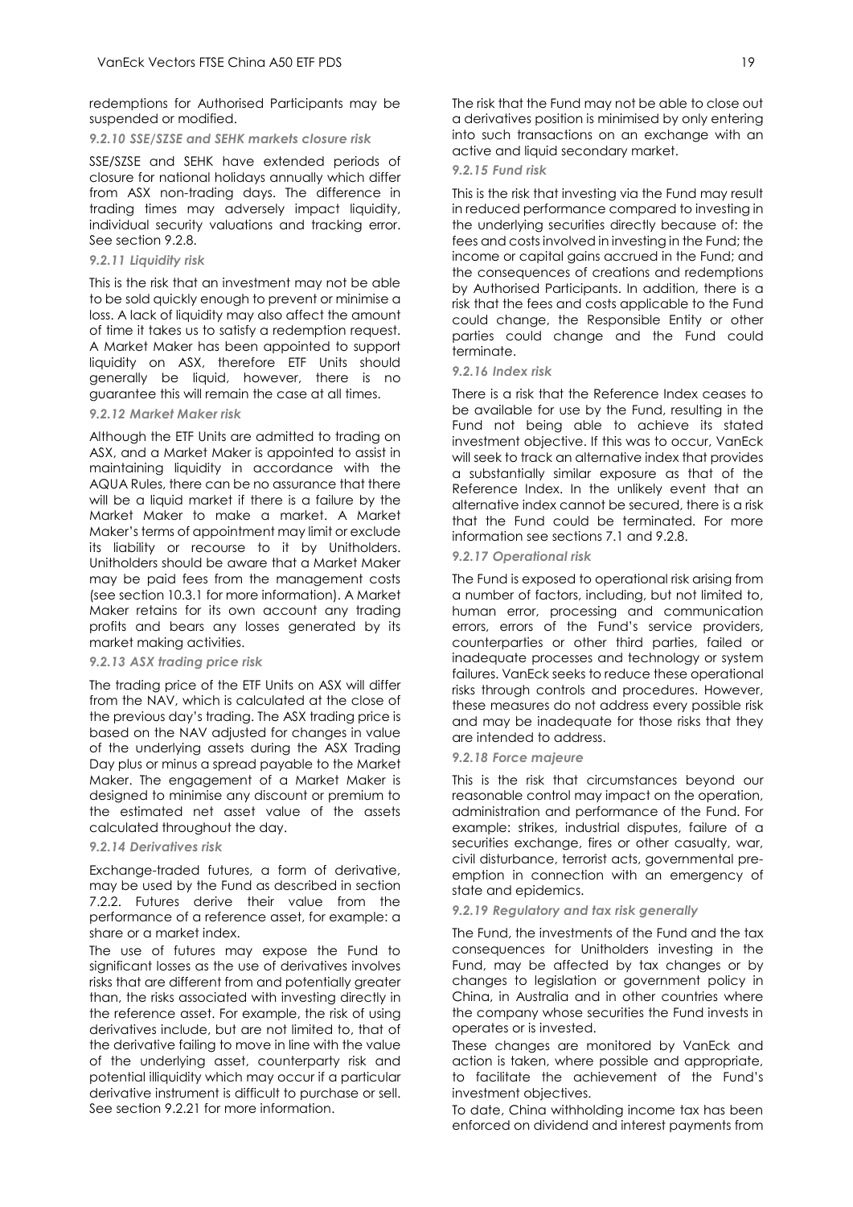redemptions for Authorised Participants may be suspended or modified.

#### *9.2.10 SSE/SZSE and SEHK markets closure risk*

SSE/SZSE and SEHK have extended periods of closure for national holidays annually which differ from ASX non-trading days. The difference in trading times may adversely impact liquidity, individual security valuations and tracking error. See section 9.2.8.

#### *9.2.11 Liquidity risk*

This is the risk that an investment may not be able to be sold quickly enough to prevent or minimise a loss. A lack of liquidity may also affect the amount of time it takes us to satisfy a redemption request. A Market Maker has been appointed to support liquidity on ASX, therefore ETF Units should generally be liquid, however, there is no guarantee this will remain the case at all times.

#### *9.2.12 Market Maker risk*

Although the ETF Units are admitted to trading on ASX, and a Market Maker is appointed to assist in maintaining liquidity in accordance with the AQUA Rules, there can be no assurance that there will be a liquid market if there is a failure by the Market Maker to make a market. A Market Maker's terms of appointment may limit or exclude its liability or recourse to it by Unitholders. Unitholders should be aware that a Market Maker may be paid fees from the management costs (see section 10.3.1 for more information). A Market Maker retains for its own account any trading profits and bears any losses generated by its market making activities.

#### *9.2.13 ASX trading price risk*

The trading price of the ETF Units on ASX will differ from the NAV, which is calculated at the close of the previous day's trading. The ASX trading price is based on the NAV adjusted for changes in value of the underlying assets during the ASX Trading Day plus or minus a spread payable to the Market Maker. The engagement of a Market Maker is designed to minimise any discount or premium to the estimated net asset value of the assets calculated throughout the day.

#### *9.2.14 Derivatives risk*

Exchange-traded futures, a form of derivative, may be used by the Fund as described in section 7.2.2. Futures derive their value from the performance of a reference asset, for example: a share or a market index.

The use of futures may expose the Fund to significant losses as the use of derivatives involves risks that are different from and potentially greater than, the risks associated with investing directly in the reference asset. For example, the risk of using derivatives include, but are not limited to, that of the derivative failing to move in line with the value of the underlying asset, counterparty risk and potential illiquidity which may occur if a particular derivative instrument is difficult to purchase or sell. See section 9.2.21 for more information.

The risk that the Fund may not be able to close out a derivatives position is minimised by only entering into such transactions on an exchange with an active and liquid secondary market.

#### *9.2.15 Fund risk*

This is the risk that investing via the Fund may result in reduced performance compared to investing in the underlying securities directly because of: the fees and costs involved in investing in the Fund; the income or capital gains accrued in the Fund; and the consequences of creations and redemptions by Authorised Participants. In addition, there is a risk that the fees and costs applicable to the Fund could change, the Responsible Entity or other parties could change and the Fund could terminate.

#### *9.2.16 Index risk*

There is a risk that the Reference Index ceases to be available for use by the Fund, resulting in the Fund not being able to achieve its stated investment objective. If this was to occur, VanEck will seek to track an alternative index that provides a substantially similar exposure as that of the Reference Index. In the unlikely event that an alternative index cannot be secured, there is a risk that the Fund could be terminated. For more information see sections 7.1 and 9.2.8.

#### *9.2.17 Operational risk*

The Fund is exposed to operational risk arising from a number of factors, including, but not limited to, human error, processing and communication errors, errors of the Fund's service providers, counterparties or other third parties, failed or inadequate processes and technology or system failures. VanEck seeks to reduce these operational risks through controls and procedures. However, these measures do not address every possible risk and may be inadequate for those risks that they are intended to address.

#### *9.2.18 Force majeure*

This is the risk that circumstances beyond our reasonable control may impact on the operation, administration and performance of the Fund. For example: strikes, industrial disputes, failure of a securities exchange, fires or other casualty, war, civil disturbance, terrorist acts, governmental pre-emption in connection with an emergency of state and epidemics.

#### *9.2.19 Regulatory and tax risk generally*

The Fund, the investments of the Fund and the tax consequences for Unitholders investing in the Fund, may be affected by tax changes or by changes to legislation or government policy in China, in Australia and in other countries where the company whose securities the Fund invests in operates or is invested.

These changes are monitored by VanEck and action is taken, where possible and appropriate, to facilitate the achievement of the Fund's investment objectives.

To date, China withholding income tax has been enforced on dividend and interest payments from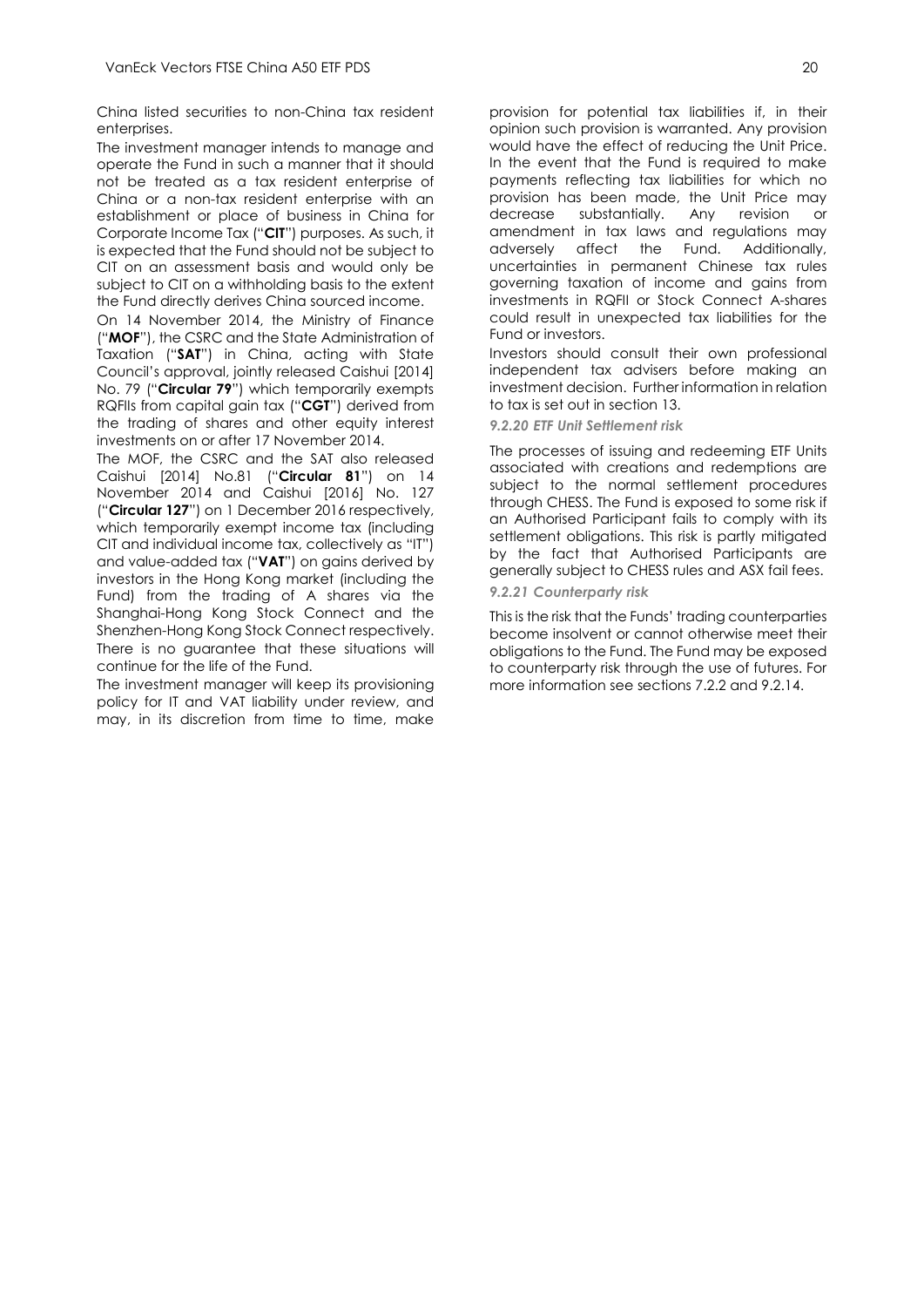China listed securities to non-China tax resident enterprises.

The investment manager intends to manage and operate the Fund in such a manner that it should not be treated as a tax resident enterprise of China or a non-tax resident enterprise with an establishment or place of business in China for Corporate Income Tax ("**CIT**") purposes. As such, it is expected that the Fund should not be subject to CIT on an assessment basis and would only be subject to CIT on a withholding basis to the extent the Fund directly derives China sourced income.

On 14 November 2014, the Ministry of Finance ("**MOF**"), the CSRC and the State Administration of Taxation ("**SAT**") in China, acting with State Council's approval, jointly released Caishui [2014] No. 79 ("**Circular 79**") which temporarily exempts RQFIIs from capital gain tax ("**CGT**") derived from the trading of shares and other equity interest investments on or after 17 November 2014.

The MOF, the CSRC and the SAT also released Caishui [2014] No.81 ("**Circular 81**") on 14 November 2014 and Caishui [2016] No. 127 ("**Circular 127**") on 1 December 2016 respectively, which temporarily exempt income tax (including CIT and individual income tax, collectively as "IT") and value-added tax ("**VAT**") on gains derived by investors in the Hong Kong market (including the Fund) from the trading of A shares via the Shanghai-Hong Kong Stock Connect and the Shenzhen-Hong Kong Stock Connect respectively. There is no guarantee that these situations will continue for the life of the Fund.

The investment manager will keep its provisioning policy for IT and VAT liability under review, and may, in its discretion from time to time, make provision for potential tax liabilities if, in their opinion such provision is warranted. Any provision would have the effect of reducing the Unit Price. In the event that the Fund is required to make payments reflecting tax liabilities for which no provision has been made, the Unit Price may decrease substantially. Any revision or amendment in tax laws and regulations may adversely affect the Fund. Additionally, uncertainties in permanent Chinese tax rules governing taxation of income and gains from investments in RQFII or Stock Connect A-shares could result in unexpected tax liabilities for the Fund or investors.

Investors should consult their own professional independent tax advisers before making an investment decision. Further information in relation to tax is set out in section 13.

#### *9.2.20 ETF Unit Settlement risk*

The processes of issuing and redeeming ETF Units associated with creations and redemptions are subject to the normal settlement procedures through CHESS. The Fund is exposed to some risk if an Authorised Participant fails to comply with its settlement obligations. This risk is partly mitigated by the fact that Authorised Participants are generally subject to CHESS rules and ASX fail fees.

#### *9.2.21 Counterparty risk*

This is the risk that the Funds' trading counterparties become insolvent or cannot otherwise meet their obligations to the Fund. The Fund may be exposed to counterparty risk through the use of futures. For more information see sections 7.2.2 and 9.2.14.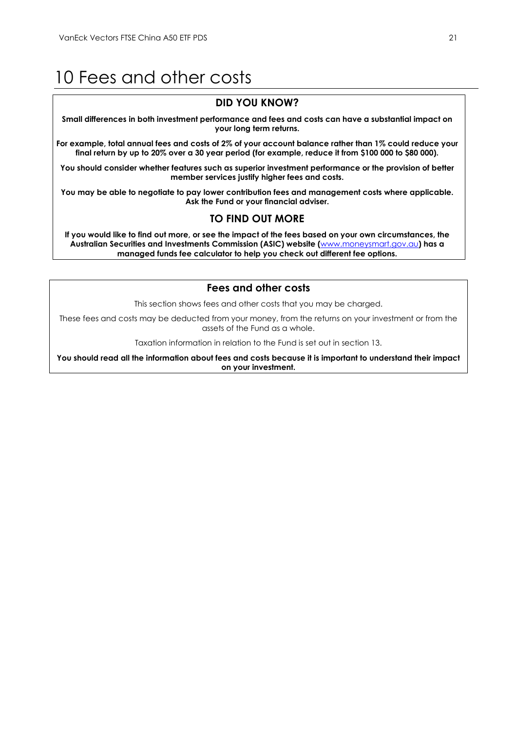# 10 Fees and other costs

## DID YOU KNOW?

**Small differences in both investment performance and fees and costs can have a substantial impact on your long term returns.**

**For example, total annual fees and costs of 2% of your account balance rather than 1% could reduce your final return by up to 20% over a 30 year period (for example, reduce it from $100 000 to $80 000).**

**You should consider whether features such as superior investment performance or the provision of better member services justify higher fees and costs.**

**You may be able to negotiate to pay lower contribution fees and management costs where applicable. Ask the Fund or your financial adviser.**

## TO FIND OUT MORE

**If you would like to find out more, or see the impact of the fees based on your own circumstances, the Australian Securities and Investments Commission (ASIC) website (www.moneysmart.gov.au) has a managed funds fee calculator to help you check out different fee options.**

## Fees and other costs

This section shows fees and other costs that you may be charged.

These fees and costs may be deducted from your money, from the returns on your investment or from the assets of the Fund as a whole.

Taxation information in relation to the Fund is set out in section 13.

**You should read all the information about fees and costs because it is important to understand their impact on your investment.**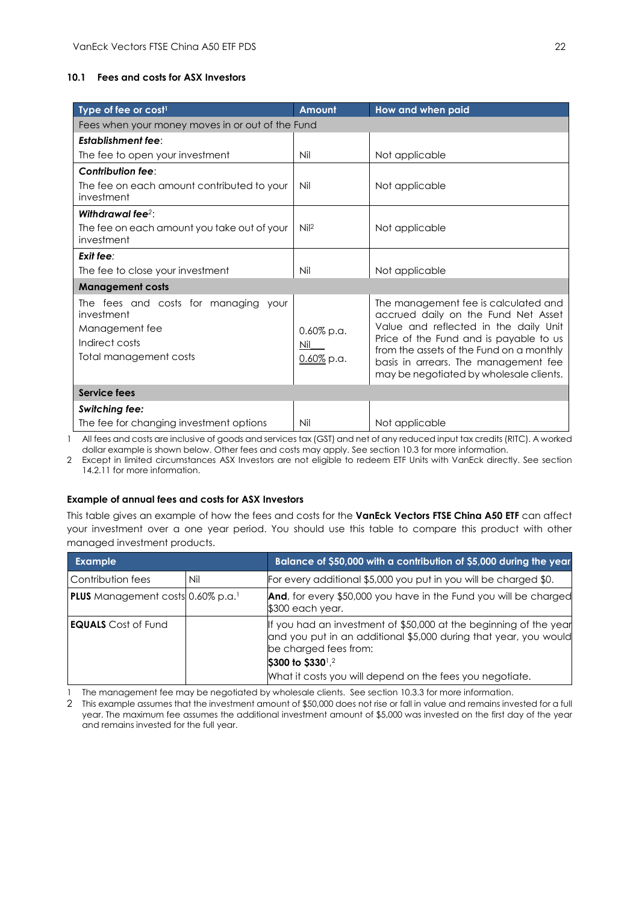### 10.1 Fees and costs for ASX Investors

| Type of fee or cost[1] | Amount | How and when paid |
|---|---|---|
| Fees when your money moves in or out of the Fund | | |
| ***Establishment fee***: The fee to open your investment | Nil | Not applicable |
| ***Contribution fee***: The fee on each amount contributed to your investment | Nil | Not applicable |
| ***Withdrawal fee***[2]: The fee on each amount you take out of your investment | Nil[2] | Not applicable |
| ***Exit fee***: The fee to close your investment | Nil | Not applicable |
| **Management costs** | | |
| The fees and costs for managing your investment<br>Management fee<br>Indirect costs<br>Total management costs | <br>0.60% p.a.<br>Nil<br>0.60% p.a. | The management fee is calculated and accrued daily on the Fund Net Asset Value and reflected in the daily Unit Price of the Fund and is payable to us from the assets of the Fund on a monthly basis in arrears. The management fee may be negotiated by wholesale clients. |
| **Service fees** | | |
| ***Switching fee:*** The fee for changing investment options | Nil | Not applicable |

1 All fees and costs are inclusive of goods and services tax (GST) and net of any reduced input tax credits (RITC). A worked dollar example is shown below. Other fees and costs may apply. See section 10.3 for more information.

2 Except in limited circumstances ASX Investors are not eligible to redeem ETF Units with VanEck directly. See section 14.2.11 for more information.

#### Example of annual fees and costs for ASX Investors

This table gives an example of how the fees and costs for the **VanEck Vectors FTSE China A50 ETF** can affect your investment over a one year period. You should use this table to compare this product with other managed investment products.

| Example | | Balance of $50,000 with a contribution of $5,000 during the year |
|---|---|---|
| Contribution fees | Nil | For every additional $5,000 you put in you will be charged $0. |
| **PLUS** Management costs | 0.60% p.a.[1] | **And**, for every $50,000 you have in the Fund you will be charged $300 each year. |
| **EQUALS** Cost of Fund | | If you had an investment of $50,000 at the beginning of the year and you put in an additional $5,000 during that year, you would be charged fees from:<br>**$300 to $330**[1,2]<br>What it costs you will depend on the fees you negotiate. |

1 The management fee may be negotiated by wholesale clients. See section 10.3.3 for more information.

2 This example assumes that the investment amount of $50,000 does not rise or fall in value and remains invested for a full year. The maximum fee assumes the additional investment amount of $5,000 was invested on the first day of the year and remains invested for the full year.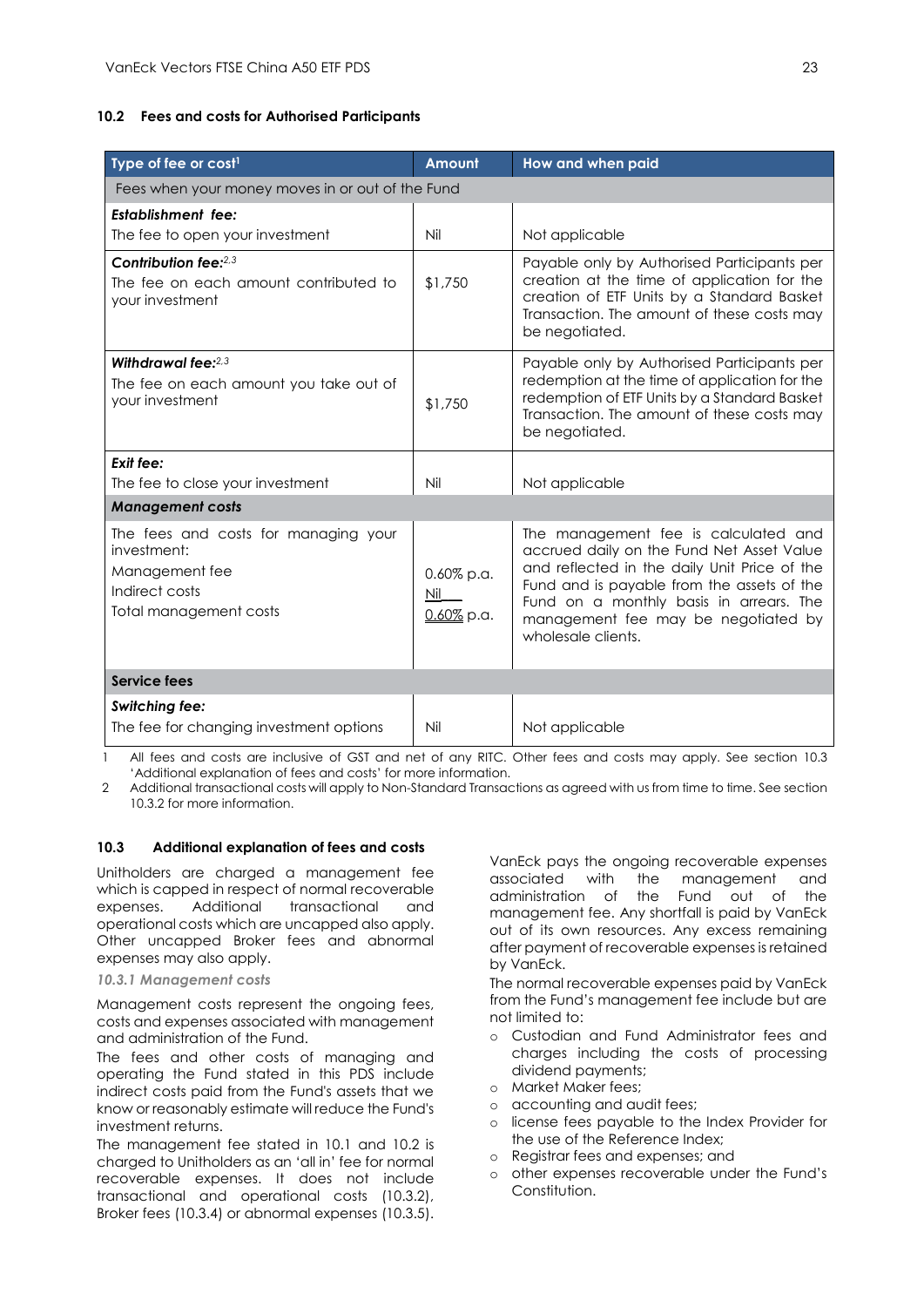### 10.2 Fees and costs for Authorised Participants

| Type of fee or cost[1] | Amount | How and when paid |
|---|---|---|
| Fees when your money moves in or out of the Fund | | |
| ***Establishment fee:*** The fee to open your investment | Nil | Not applicable |
| ***Contribution fee:***[2,3] The fee on each amount contributed to your investment | $1,750 | Payable only by Authorised Participants per creation at the time of application for the creation of ETF Units by a Standard Basket Transaction. The amount of these costs may be negotiated. |
| ***Withdrawal fee:***[2,3] The fee on each amount you take out of your investment | $1,750 | Payable only by Authorised Participants per redemption at the time of application for the redemption of ETF Units by a Standard Basket Transaction. The amount of these costs may be negotiated. |
| ***Exit fee:*** The fee to close your investment | Nil | Not applicable |
| ***Management costs*** | | |
| The fees and costs for managing your investment: Management fee Indirect costs Total management costs | 0.60% p.a. Nil 0.60% p.a. | The management fee is calculated and accrued daily on the Fund Net Asset Value and reflected in the daily Unit Price of the Fund and is payable from the assets of the Fund on a monthly basis in arrears. The management fee may be negotiated by wholesale clients. |
| **Service fees** | | |
| ***Switching fee:*** The fee for changing investment options | Nil | Not applicable |

1 All fees and costs are inclusive of GST and net of any RITC. Other fees and costs may apply. See section 10.3 'Additional explanation of fees and costs' for more information.

2 Additional transactional costs will apply to Non-Standard Transactions as agreed with us from time to time. See section 10.3.2 for more information.

### 10.3 Additional explanation of fees and costs

Unitholders are charged a management fee which is capped in respect of normal recoverable expenses. Additional transactional and operational costs which are uncapped also apply. Other uncapped Broker fees and abnormal expenses may also apply.

#### *10.3.1 Management costs*

Management costs represent the ongoing fees, costs and expenses associated with management and administration of the Fund.

The fees and other costs of managing and operating the Fund stated in this PDS include indirect costs paid from the Fund's assets that we know or reasonably estimate will reduce the Fund's investment returns.

The management fee stated in 10.1 and 10.2 is charged to Unitholders as an 'all in' fee for normal recoverable expenses. It does not include transactional and operational costs (10.3.2), Broker fees (10.3.4) or abnormal expenses (10.3.5).

VanEck pays the ongoing recoverable expenses associated with the management and administration of the Fund out of the management fee. Any shortfall is paid by VanEck out of its own resources. Any excess remaining after payment of recoverable expenses is retained by VanEck.

The normal recoverable expenses paid by VanEck from the Fund's management fee include but are not limited to:

- Custodian and Fund Administrator fees and charges including the costs of processing dividend payments;
- Market Maker fees;
- accounting and audit fees;
- license fees payable to the Index Provider for the use of the Reference Index;
- Registrar fees and expenses; and
- other expenses recoverable under the Fund's Constitution.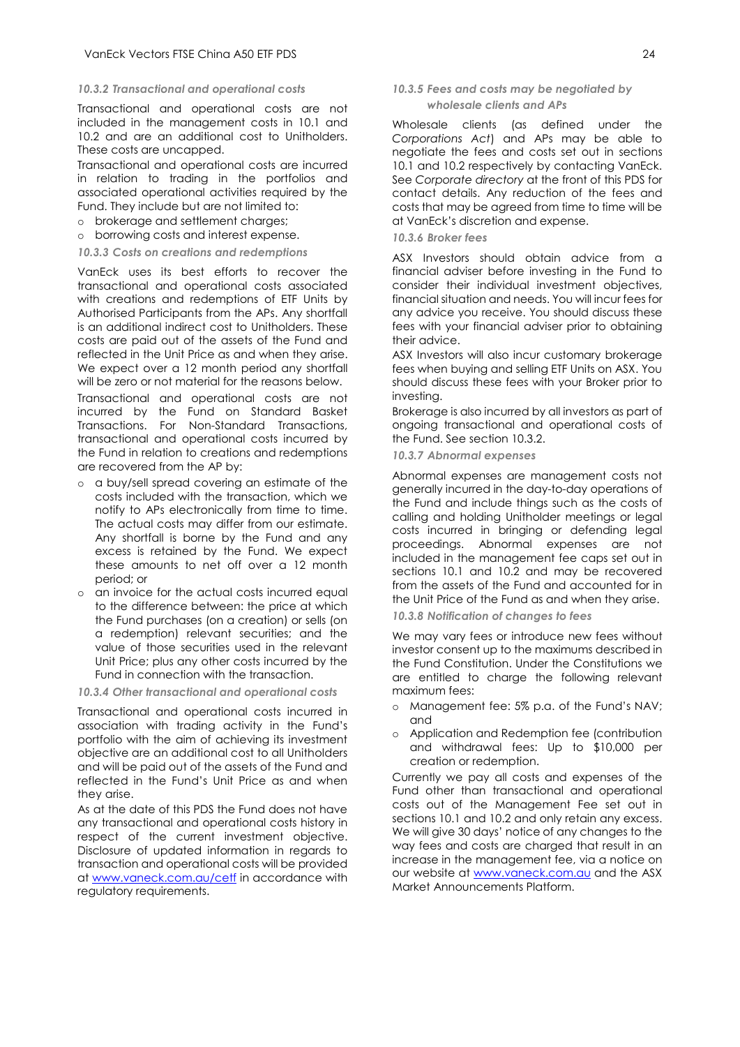#### *10.3.2 Transactional and operational costs*

Transactional and operational costs are not included in the management costs in 10.1 and 10.2 and are an additional cost to Unitholders. These costs are uncapped.

Transactional and operational costs are incurred in relation to trading in the portfolios and associated operational activities required by the Fund. They include but are not limited to:

- brokerage and settlement charges;
- borrowing costs and interest expense.

#### *10.3.3 Costs on creations and redemptions*

VanEck uses its best efforts to recover the transactional and operational costs associated with creations and redemptions of ETF Units by Authorised Participants from the APs. Any shortfall is an additional indirect cost to Unitholders. These costs are paid out of the assets of the Fund and reflected in the Unit Price as and when they arise. We expect over a 12 month period any shortfall will be zero or not material for the reasons below.

Transactional and operational costs are not incurred by the Fund on Standard Basket Transactions. For Non-Standard Transactions, transactional and operational costs incurred by the Fund in relation to creations and redemptions are recovered from the AP by:

- a buy/sell spread covering an estimate of the costs included with the transaction, which we notify to APs electronically from time to time. The actual costs may differ from our estimate. Any shortfall is borne by the Fund and any excess is retained by the Fund. We expect these amounts to net off over a 12 month period; or
- an invoice for the actual costs incurred equal to the difference between: the price at which the Fund purchases (on a creation) or sells (on a redemption) relevant securities; and the value of those securities used in the relevant Unit Price; plus any other costs incurred by the Fund in connection with the transaction.

#### *10.3.4 Other transactional and operational costs*

Transactional and operational costs incurred in association with trading activity in the Fund's portfolio with the aim of achieving its investment objective are an additional cost to all Unitholders and will be paid out of the assets of the Fund and reflected in the Fund's Unit Price as and when they arise.

As at the date of this PDS the Fund does not have any transactional and operational costs history in respect of the current investment objective. Disclosure of updated information in regards to transaction and operational costs will be provided at www.vaneck.com.au/cetf in accordance with regulatory requirements.

#### *10.3.5 Fees and costs may be negotiated by wholesale clients and APs*

Wholesale clients (as defined under the *Corporations Act*) and APs may be able to negotiate the fees and costs set out in sections 10.1 and 10.2 respectively by contacting VanEck. See *Corporate directory* at the front of this PDS for contact details. Any reduction of the fees and costs that may be agreed from time to time will be at VanEck's discretion and expense.

#### *10.3.6 Broker fees*

ASX Investors should obtain advice from a financial adviser before investing in the Fund to consider their individual investment objectives, financial situation and needs. You will incur fees for any advice you receive. You should discuss these fees with your financial adviser prior to obtaining their advice.

ASX Investors will also incur customary brokerage fees when buying and selling ETF Units on ASX. You should discuss these fees with your Broker prior to investing.

Brokerage is also incurred by all investors as part of ongoing transactional and operational costs of the Fund. See section 10.3.2.

#### *10.3.7 Abnormal expenses*

Abnormal expenses are management costs not generally incurred in the day-to-day operations of the Fund and include things such as the costs of calling and holding Unitholder meetings or legal costs incurred in bringing or defending legal proceedings. Abnormal expenses are not included in the management fee caps set out in sections 10.1 and 10.2 and may be recovered from the assets of the Fund and accounted for in the Unit Price of the Fund as and when they arise.

#### *10.3.8 Notification of changes to fees*

We may vary fees or introduce new fees without investor consent up to the maximums described in the Fund Constitution. Under the Constitutions we are entitled to charge the following relevant maximum fees:

- Management fee: 5% p.a. of the Fund's NAV; and
- Application and Redemption fee (contribution and withdrawal fees: Up to $10,000 per creation or redemption.

Currently we pay all costs and expenses of the Fund other than transactional and operational costs out of the Management Fee set out in sections 10.1 and 10.2 and only retain any excess. We will give 30 days' notice of any changes to the way fees and costs are charged that result in an increase in the management fee, via a notice on our website at www.vaneck.com.au and the ASX Market Announcements Platform.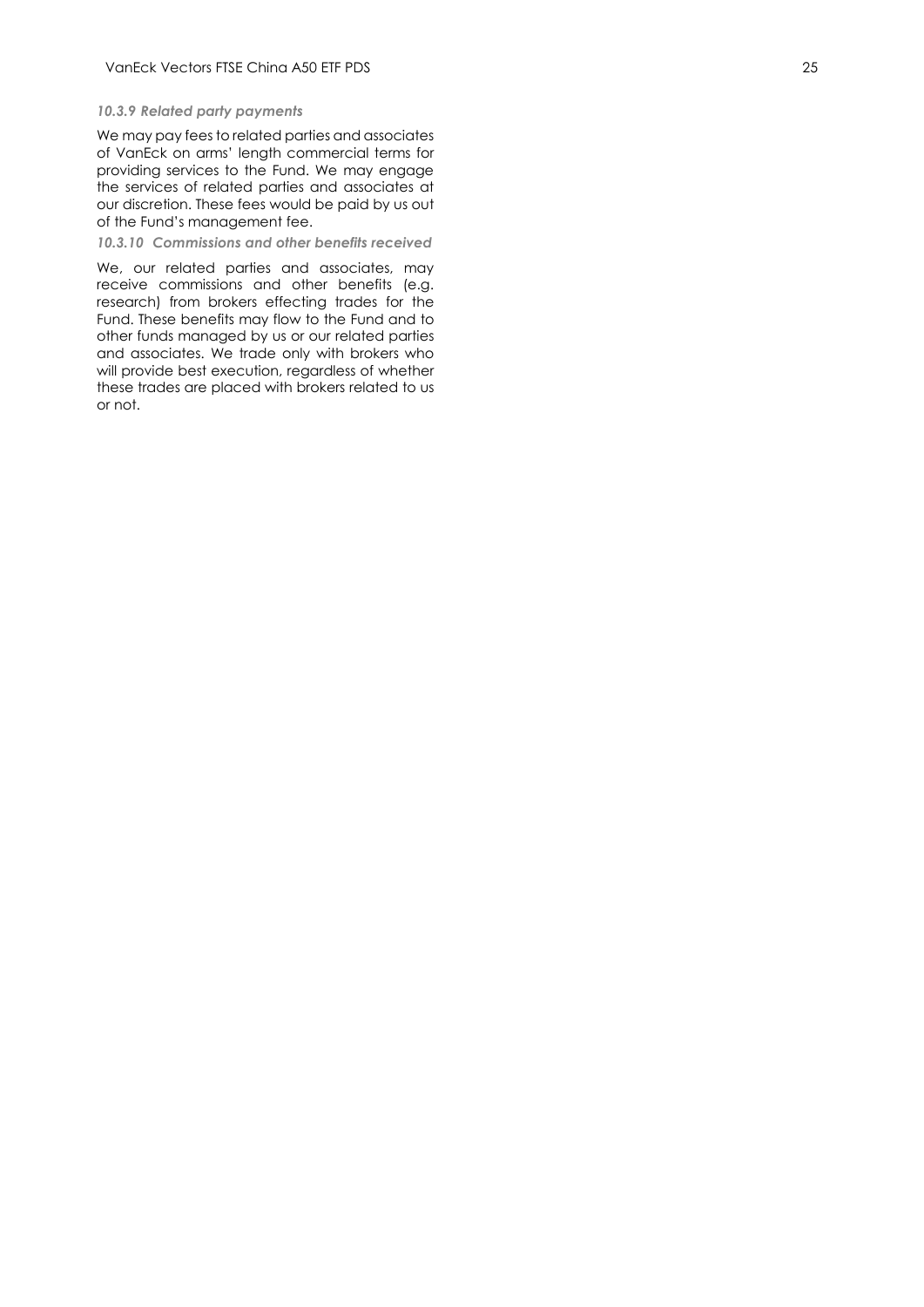#### *10.3.9 Related party payments*

We may pay fees to related parties and associates of VanEck on arms' length commercial terms for providing services to the Fund. We may engage the services of related parties and associates at our discretion. These fees would be paid by us out of the Fund's management fee.

#### *10.3.10 Commissions and other benefits received*

We, our related parties and associates, may receive commissions and other benefits (e.g. research) from brokers effecting trades for the Fund. These benefits may flow to the Fund and to other funds managed by us or our related parties and associates. We trade only with brokers who will provide best execution, regardless of whether these trades are placed with brokers related to us or not.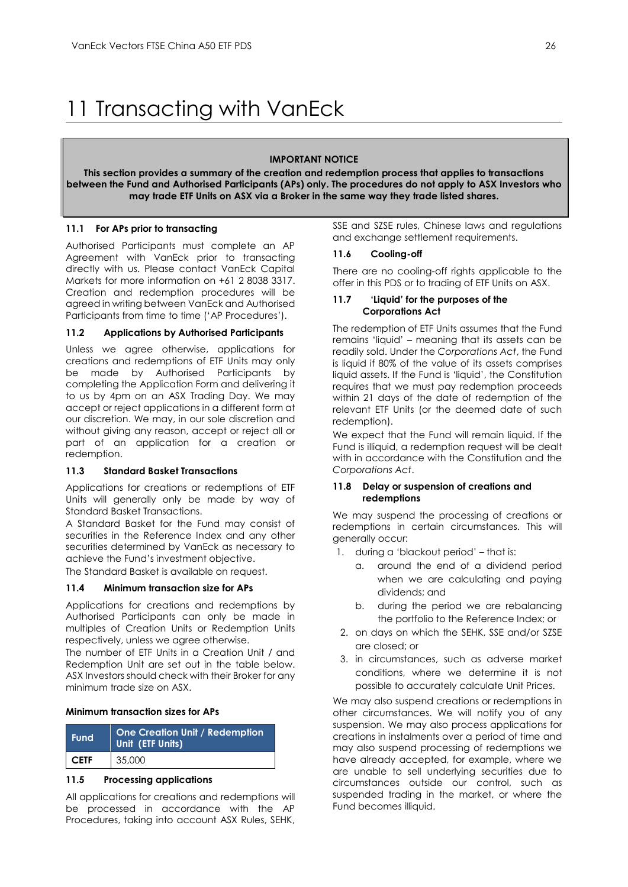# 11 Transacting with VanEck

**IMPORTANT NOTICE**

**This section provides a summary of the creation and redemption process that applies to transactions between the Fund and Authorised Participants (APs) only. The procedures do not apply to ASX Investors who may trade ETF Units on ASX via a Broker in the same way they trade listed shares.**

### 11.1 For APs prior to transacting

Authorised Participants must complete an AP Agreement with VanEck prior to transacting directly with us. Please contact VanEck Capital Markets for more information on +61 2 8038 3317. Creation and redemption procedures will be agreed in writing between VanEck and Authorised Participants from time to time ('AP Procedures').

### 11.2 Applications by Authorised Participants

Unless we agree otherwise, applications for creations and redemptions of ETF Units may only be made by Authorised Participants by completing the Application Form and delivering it to us by 4pm on an ASX Trading Day. We may accept or reject applications in a different form at our discretion. We may, in our sole discretion and without giving any reason, accept or reject all or part of an application for a creation or redemption.

### 11.3 Standard Basket Transactions

Applications for creations or redemptions of ETF Units will generally only be made by way of Standard Basket Transactions.

A Standard Basket for the Fund may consist of securities in the Reference Index and any other securities determined by VanEck as necessary to achieve the Fund's investment objective.

The Standard Basket is available on request.

### 11.4 Minimum transaction size for APs

Applications for creations and redemptions by Authorised Participants can only be made in multiples of Creation Units or Redemption Units respectively, unless we agree otherwise.

The number of ETF Units in a Creation Unit / and Redemption Unit are set out in the table below. ASX Investors should check with their Broker for any minimum trade size on ASX.

**Minimum transaction sizes for APs**

| Fund | One Creation Unit / Redemption Unit (ETF Units) |
|---|---|
| **CETF** | 35,000 |

### 11.5 Processing applications

All applications for creations and redemptions will be processed in accordance with the AP Procedures, taking into account ASX Rules, SEHK, SSE and SZSE rules, Chinese laws and regulations and exchange settlement requirements.

### 11.6 Cooling-off

There are no cooling-off rights applicable to the offer in this PDS or to trading of ETF Units on ASX.

### 11.7 'Liquid' for the purposes of the Corporations Act

The redemption of ETF Units assumes that the Fund remains 'liquid' – meaning that its assets can be readily sold. Under the *Corporations Act*, the Fund is liquid if 80% of the value of its assets comprises liquid assets. If the Fund is 'liquid', the Constitution requires that we must pay redemption proceeds within 21 days of the date of redemption of the relevant ETF Units (or the deemed date of such redemption).

We expect that the Fund will remain liquid. If the Fund is illiquid, a redemption request will be dealt with in accordance with the Constitution and the *Corporations Act*.

### 11.8 Delay or suspension of creations and redemptions

We may suspend the processing of creations or redemptions in certain circumstances. This will generally occur:

1. during a 'blackout period' – that is:
   a. around the end of a dividend period when we are calculating and paying dividends; and
   b. during the period we are rebalancing the portfolio to the Reference Index; or
2. on days on which the SEHK, SSE and/or SZSE are closed; or
3. in circumstances, such as adverse market conditions, where we determine it is not possible to accurately calculate Unit Prices.

We may also suspend creations or redemptions in other circumstances. We will notify you of any suspension. We may also process applications for creations in instalments over a period of time and may also suspend processing of redemptions we have already accepted, for example, where we are unable to sell underlying securities due to circumstances outside our control, such as suspended trading in the market, or where the Fund becomes illiquid.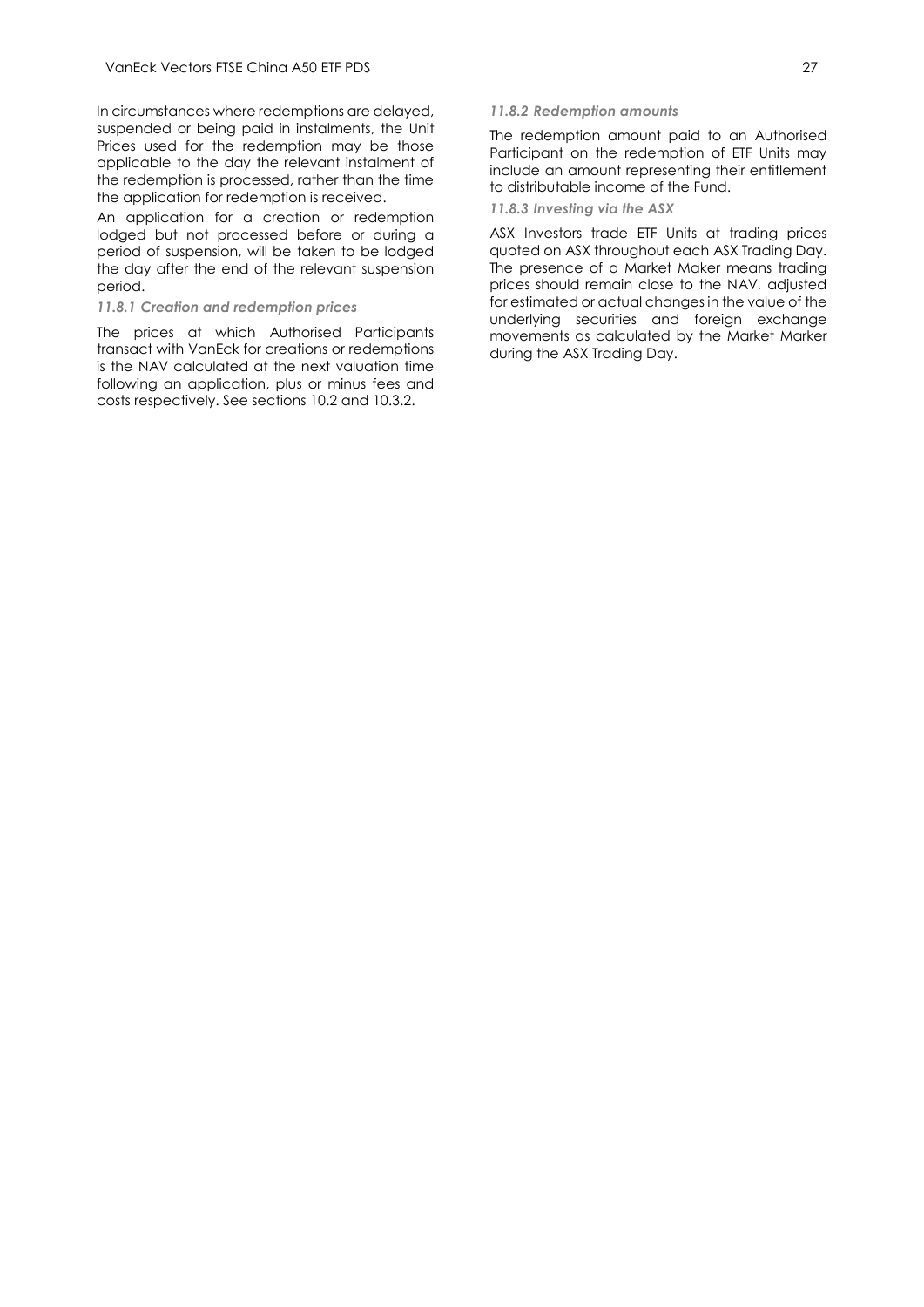In circumstances where redemptions are delayed, suspended or being paid in instalments, the Unit Prices used for the redemption may be those applicable to the day the relevant instalment of the redemption is processed, rather than the time the application for redemption is received.

An application for a creation or redemption lodged but not processed before or during a period of suspension, will be taken to be lodged the day after the end of the relevant suspension period.

#### *11.8.1 Creation and redemption prices*

The prices at which Authorised Participants transact with VanEck for creations or redemptions is the NAV calculated at the next valuation time following an application, plus or minus fees and costs respectively. See sections 10.2 and 10.3.2.

#### *11.8.2 Redemption amounts*

The redemption amount paid to an Authorised Participant on the redemption of ETF Units may include an amount representing their entitlement to distributable income of the Fund.

#### *11.8.3 Investing via the ASX*

ASX Investors trade ETF Units at trading prices quoted on ASX throughout each ASX Trading Day. The presence of a Market Maker means trading prices should remain close to the NAV, adjusted for estimated or actual changes in the value of the underlying securities and foreign exchange movements as calculated by the Market Marker during the ASX Trading Day.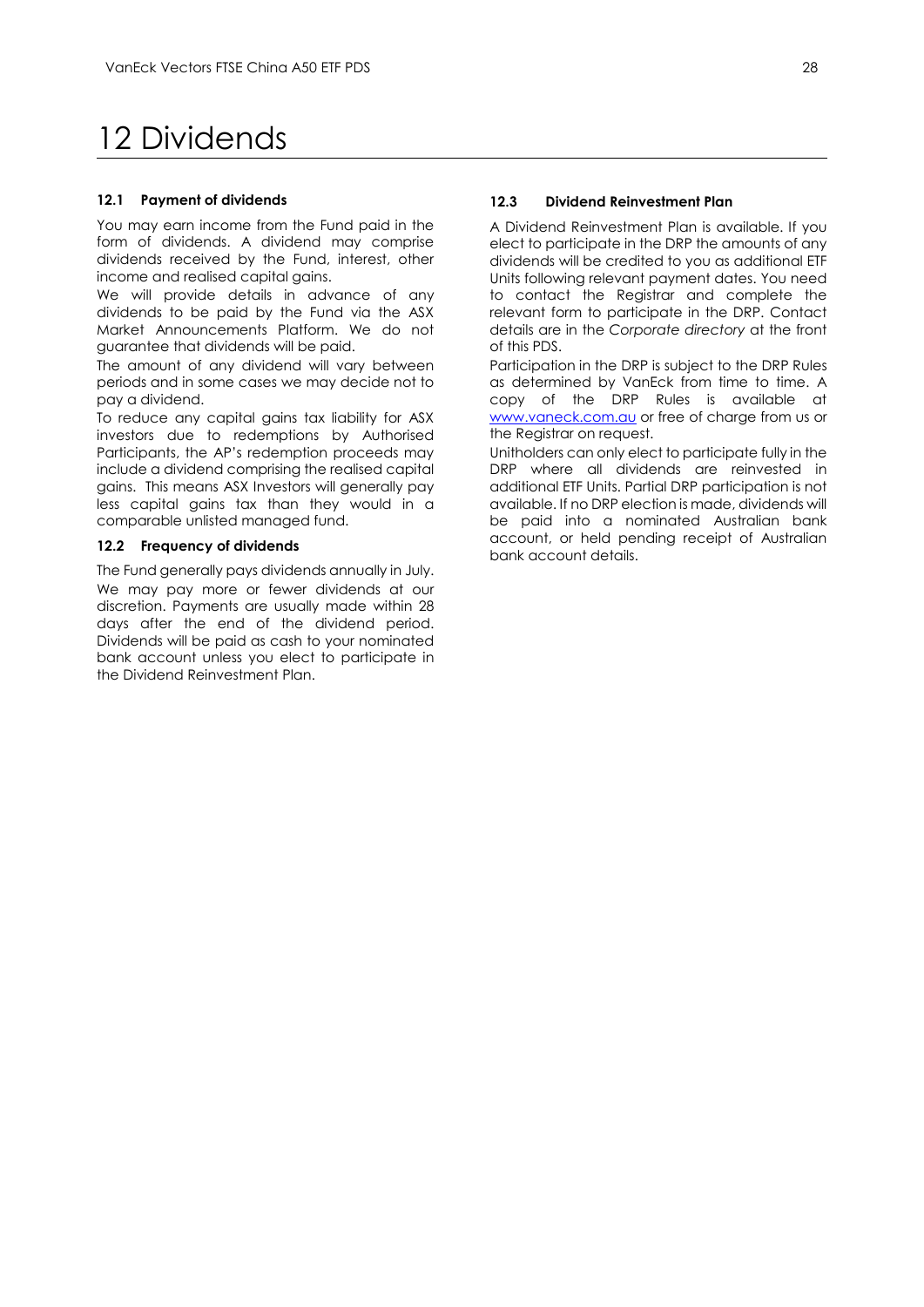# 12 Dividends

### 12.1 Payment of dividends

You may earn income from the Fund paid in the form of dividends. A dividend may comprise dividends received by the Fund, interest, other income and realised capital gains.

We will provide details in advance of any dividends to be paid by the Fund via the ASX Market Announcements Platform. We do not guarantee that dividends will be paid.

The amount of any dividend will vary between periods and in some cases we may decide not to pay a dividend.

To reduce any capital gains tax liability for ASX investors due to redemptions by Authorised Participants, the AP's redemption proceeds may include a dividend comprising the realised capital gains. This means ASX Investors will generally pay less capital gains tax than they would in a comparable unlisted managed fund.

### 12.2 Frequency of dividends

The Fund generally pays dividends annually in July.

We may pay more or fewer dividends at our discretion. Payments are usually made within 28 days after the end of the dividend period. Dividends will be paid as cash to your nominated bank account unless you elect to participate in the Dividend Reinvestment Plan.

### 12.3 Dividend Reinvestment Plan

A Dividend Reinvestment Plan is available. If you elect to participate in the DRP the amounts of any dividends will be credited to you as additional ETF Units following relevant payment dates. You need to contact the Registrar and complete the relevant form to participate in the DRP. Contact details are in the *Corporate directory* at the front of this PDS.

Participation in the DRP is subject to the DRP Rules as determined by VanEck from time to time. A copy of the DRP Rules is available at www.vaneck.com.au or free of charge from us or the Registrar on request.

Unitholders can only elect to participate fully in the DRP where all dividends are reinvested in additional ETF Units. Partial DRP participation is not available. If no DRP election is made, dividends will be paid into a nominated Australian bank account, or held pending receipt of Australian bank account details.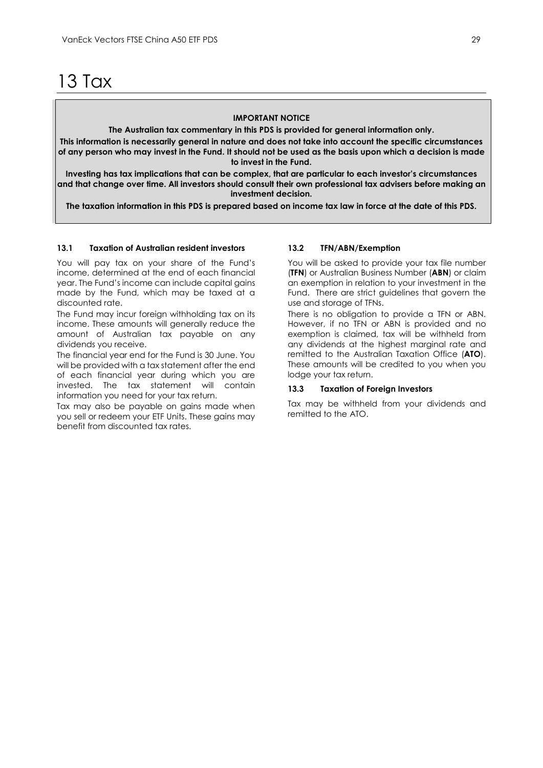# 13 Tax

**IMPORTANT NOTICE**

**The Australian tax commentary in this PDS is provided for general information only.**

**This information is necessarily general in nature and does not take into account the specific circumstances of any person who may invest in the Fund. It should not be used as the basis upon which a decision is made to invest in the Fund.**

**Investing has tax implications that can be complex, that are particular to each investor's circumstances and that change over time. All investors should consult their own professional tax advisers before making an investment decision.**

**The taxation information in this PDS is prepared based on income tax law in force at the date of this PDS.**

### 13.1 Taxation of Australian resident investors

You will pay tax on your share of the Fund's income, determined at the end of each financial year. The Fund's income can include capital gains made by the Fund, which may be taxed at a discounted rate.

The Fund may incur foreign withholding tax on its income. These amounts will generally reduce the amount of Australian tax payable on any dividends you receive.

The financial year end for the Fund is 30 June. You will be provided with a tax statement after the end of each financial year during which you are invested. The tax statement will contain information you need for your tax return.

Tax may also be payable on gains made when you sell or redeem your ETF Units. These gains may benefit from discounted tax rates.

### 13.2 TFN/ABN/Exemption

You will be asked to provide your tax file number (**TFN**) or Australian Business Number (**ABN**) or claim an exemption in relation to your investment in the Fund. There are strict guidelines that govern the use and storage of TFNs.

There is no obligation to provide a TFN or ABN. However, if no TFN or ABN is provided and no exemption is claimed, tax will be withheld from any dividends at the highest marginal rate and remitted to the Australian Taxation Office (**ATO**). These amounts will be credited to you when you lodge your tax return.

### 13.3 Taxation of Foreign Investors

Tax may be withheld from your dividends and remitted to the ATO.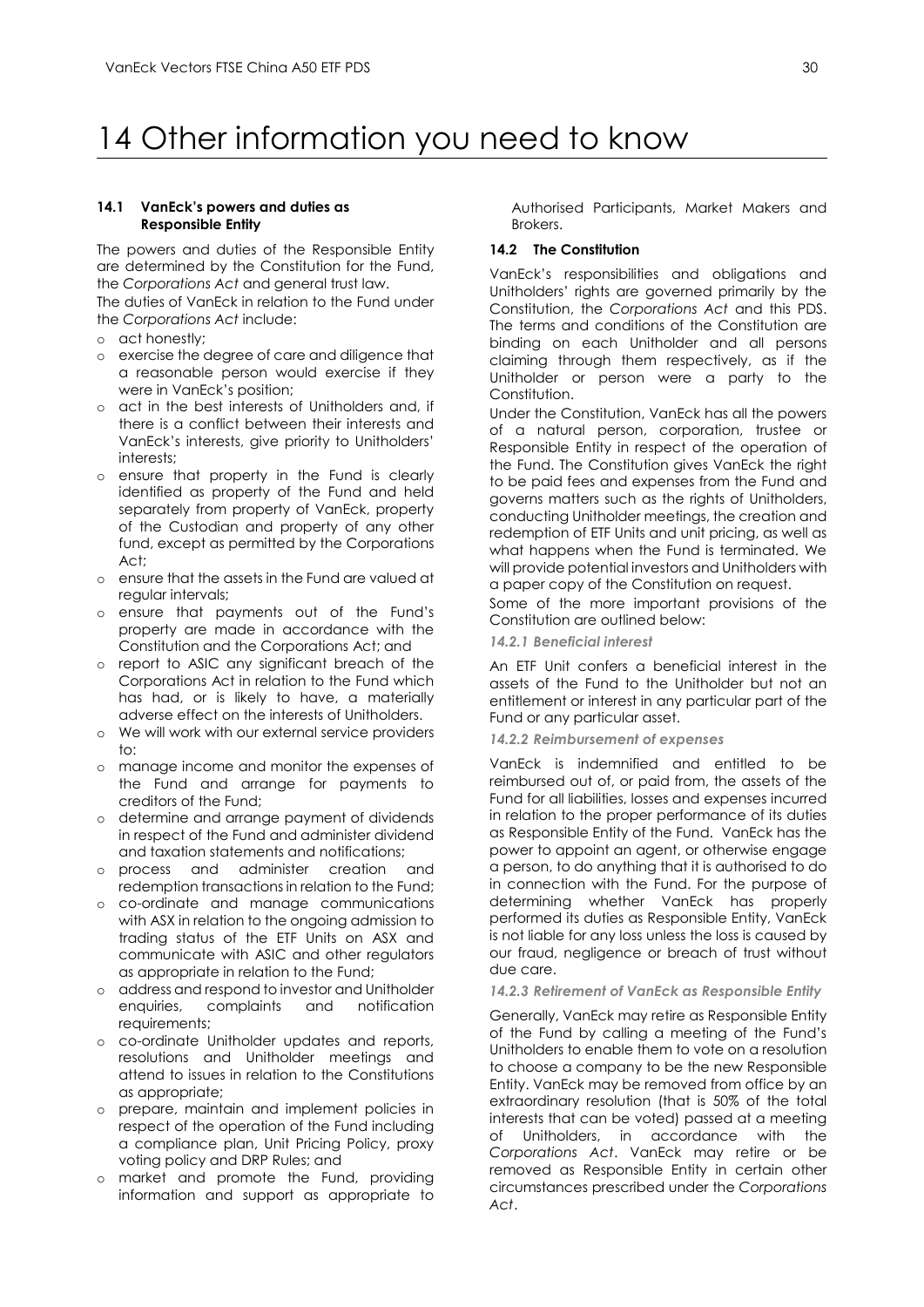# 14 Other information you need to know

### 14.1 VanEck's powers and duties as Responsible Entity

The powers and duties of the Responsible Entity are determined by the Constitution for the Fund, the *Corporations Act* and general trust law.

The duties of VanEck in relation to the Fund under the *Corporations Act* include:

- act honestly;
- exercise the degree of care and diligence that a reasonable person would exercise if they were in VanEck's position;
- act in the best interests of Unitholders and, if there is a conflict between their interests and VanEck's interests, give priority to Unitholders' interests;
- ensure that property in the Fund is clearly identified as property of the Fund and held separately from property of VanEck, property of the Custodian and property of any other fund, except as permitted by the Corporations Act;
- ensure that the assets in the Fund are valued at regular intervals;
- ensure that payments out of the Fund's property are made in accordance with the Constitution and the Corporations Act; and
- report to ASIC any significant breach of the Corporations Act in relation to the Fund which has had, or is likely to have, a materially adverse effect on the interests of Unitholders.
- We will work with our external service providers to:
- manage income and monitor the expenses of the Fund and arrange for payments to creditors of the Fund;
- determine and arrange payment of dividends in respect of the Fund and administer dividend and taxation statements and notifications;
- process and administer creation and redemption transactions in relation to the Fund;
- co-ordinate and manage communications with ASX in relation to the ongoing admission to trading status of the ETF Units on ASX and communicate with ASIC and other regulators as appropriate in relation to the Fund;
- address and respond to investor and Unitholder enquiries, complaints and notification requirements;
- co-ordinate Unitholder updates and reports, resolutions and Unitholder meetings and attend to issues in relation to the Constitutions as appropriate;
- prepare, maintain and implement policies in respect of the operation of the Fund including a compliance plan, Unit Pricing Policy, proxy voting policy and DRP Rules; and
- market and promote the Fund, providing information and support as appropriate to Authorised Participants, Market Makers and Brokers.

### 14.2 The Constitution

VanEck's responsibilities and obligations and Unitholders' rights are governed primarily by the Constitution, the *Corporations Act* and this PDS. The terms and conditions of the Constitution are binding on each Unitholder and all persons claiming through them respectively, as if the Unitholder or person were a party to the Constitution.

Under the Constitution, VanEck has all the powers of a natural person, corporation, trustee or Responsible Entity in respect of the operation of the Fund. The Constitution gives VanEck the right to be paid fees and expenses from the Fund and governs matters such as the rights of Unitholders, conducting Unitholder meetings, the creation and redemption of ETF Units and unit pricing, as well as what happens when the Fund is terminated. We will provide potential investors and Unitholders with a paper copy of the Constitution on request.

Some of the more important provisions of the Constitution are outlined below:

#### *14.2.1 Beneficial interest*

An ETF Unit confers a beneficial interest in the assets of the Fund to the Unitholder but not an entitlement or interest in any particular part of the Fund or any particular asset.

#### *14.2.2 Reimbursement of expenses*

VanEck is indemnified and entitled to be reimbursed out of, or paid from, the assets of the Fund for all liabilities, losses and expenses incurred in relation to the proper performance of its duties as Responsible Entity of the Fund. VanEck has the power to appoint an agent, or otherwise engage a person, to do anything that it is authorised to do in connection with the Fund. For the purpose of determining whether VanEck has properly performed its duties as Responsible Entity, VanEck is not liable for any loss unless the loss is caused by our fraud, negligence or breach of trust without due care.

#### *14.2.3 Retirement of VanEck as Responsible Entity*

Generally, VanEck may retire as Responsible Entity of the Fund by calling a meeting of the Fund's Unitholders to enable them to vote on a resolution to choose a company to be the new Responsible Entity. VanEck may be removed from office by an extraordinary resolution (that is 50% of the total interests that can be voted) passed at a meeting of Unitholders, in accordance with the *Corporations Act*. VanEck may retire or be removed as Responsible Entity in certain other circumstances prescribed under the *Corporations Act*.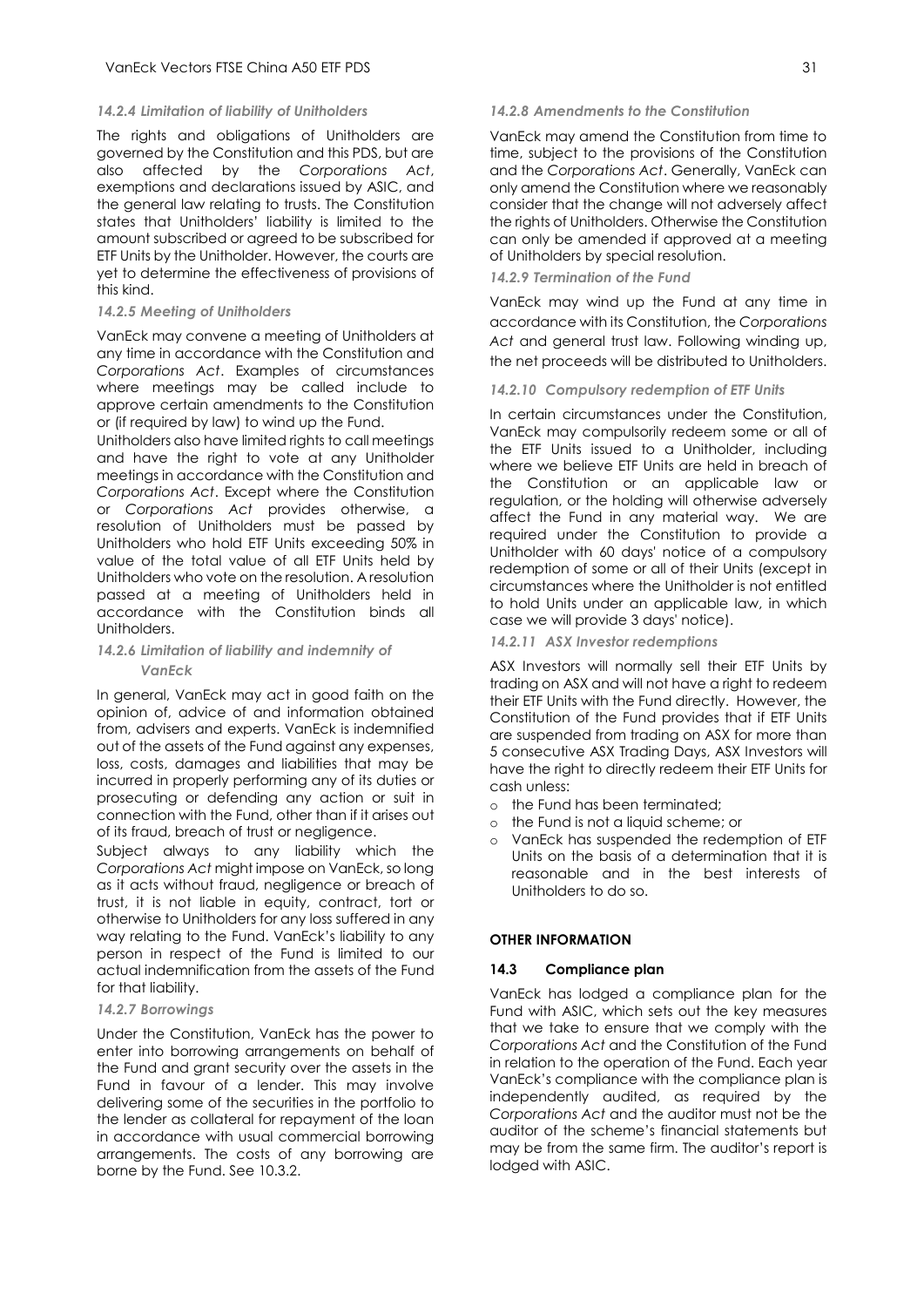#### *14.2.4 Limitation of liability of Unitholders*

The rights and obligations of Unitholders are governed by the Constitution and this PDS, but are also affected by the *Corporations Act*, exemptions and declarations issued by ASIC, and the general law relating to trusts. The Constitution states that Unitholders' liability is limited to the amount subscribed or agreed to be subscribed for ETF Units by the Unitholder. However, the courts are yet to determine the effectiveness of provisions of this kind.

#### *14.2.5 Meeting of Unitholders*

VanEck may convene a meeting of Unitholders at any time in accordance with the Constitution and *Corporations Act*. Examples of circumstances where meetings may be called include to approve certain amendments to the Constitution or (if required by law) to wind up the Fund.

Unitholders also have limited rights to call meetings and have the right to vote at any Unitholder meetings in accordance with the Constitution and *Corporations Act*. Except where the Constitution or *Corporations Act* provides otherwise, a resolution of Unitholders must be passed by Unitholders who hold ETF Units exceeding 50% in value of the total value of all ETF Units held by Unitholders who vote on the resolution. A resolution passed at a meeting of Unitholders held in accordance with the Constitution binds all Unitholders.

#### *14.2.6 Limitation of liability and indemnity of VanEck*

In general, VanEck may act in good faith on the opinion of, advice of and information obtained from, advisers and experts. VanEck is indemnified out of the assets of the Fund against any expenses, loss, costs, damages and liabilities that may be incurred in properly performing any of its duties or prosecuting or defending any action or suit in connection with the Fund, other than if it arises out of its fraud, breach of trust or negligence.

Subject always to any liability which the *Corporations Act* might impose on VanEck, so long as it acts without fraud, negligence or breach of trust, it is not liable in equity, contract, tort or otherwise to Unitholders for any loss suffered in any way relating to the Fund. VanEck's liability to any person in respect of the Fund is limited to our actual indemnification from the assets of the Fund for that liability.

#### *14.2.7 Borrowings*

Under the Constitution, VanEck has the power to enter into borrowing arrangements on behalf of the Fund and grant security over the assets in the Fund in favour of a lender. This may involve delivering some of the securities in the portfolio to the lender as collateral for repayment of the loan in accordance with usual commercial borrowing arrangements. The costs of any borrowing are borne by the Fund. See 10.3.2.

#### *14.2.8 Amendments to the Constitution*

VanEck may amend the Constitution from time to time, subject to the provisions of the Constitution and the *Corporations Act*. Generally, VanEck can only amend the Constitution where we reasonably consider that the change will not adversely affect the rights of Unitholders. Otherwise the Constitution can only be amended if approved at a meeting of Unitholders by special resolution.

#### *14.2.9 Termination of the Fund*

VanEck may wind up the Fund at any time in accordance with its Constitution, the *Corporations Act* and general trust law. Following winding up, the net proceeds will be distributed to Unitholders.

#### *14.2.10 Compulsory redemption of ETF Units*

In certain circumstances under the Constitution, VanEck may compulsorily redeem some or all of the ETF Units issued to a Unitholder, including where we believe ETF Units are held in breach of the Constitution or an applicable law or regulation, or the holding will otherwise adversely affect the Fund in any material way. We are required under the Constitution to provide a Unitholder with 60 days' notice of a compulsory redemption of some or all of their Units (except in circumstances where the Unitholder is not entitled to hold Units under an applicable law, in which case we will provide 3 days' notice).

#### *14.2.11 ASX Investor redemptions*

ASX Investors will normally sell their ETF Units by trading on ASX and will not have a right to redeem their ETF Units with the Fund directly. However, the Constitution of the Fund provides that if ETF Units are suspended from trading on ASX for more than 5 consecutive ASX Trading Days, ASX Investors will have the right to directly redeem their ETF Units for cash unless:

- the Fund has been terminated;
- the Fund is not a liquid scheme; or
- VanEck has suspended the redemption of ETF Units on the basis of a determination that it is reasonable and in the best interests of Unitholders to do so.

**OTHER INFORMATION**

### 14.3 Compliance plan

VanEck has lodged a compliance plan for the Fund with ASIC, which sets out the key measures that we take to ensure that we comply with the *Corporations Act* and the Constitution of the Fund in relation to the operation of the Fund. Each year VanEck's compliance with the compliance plan is independently audited, as required by the *Corporations Act* and the auditor must not be the auditor of the scheme's financial statements but may be from the same firm. The auditor's report is lodged with ASIC.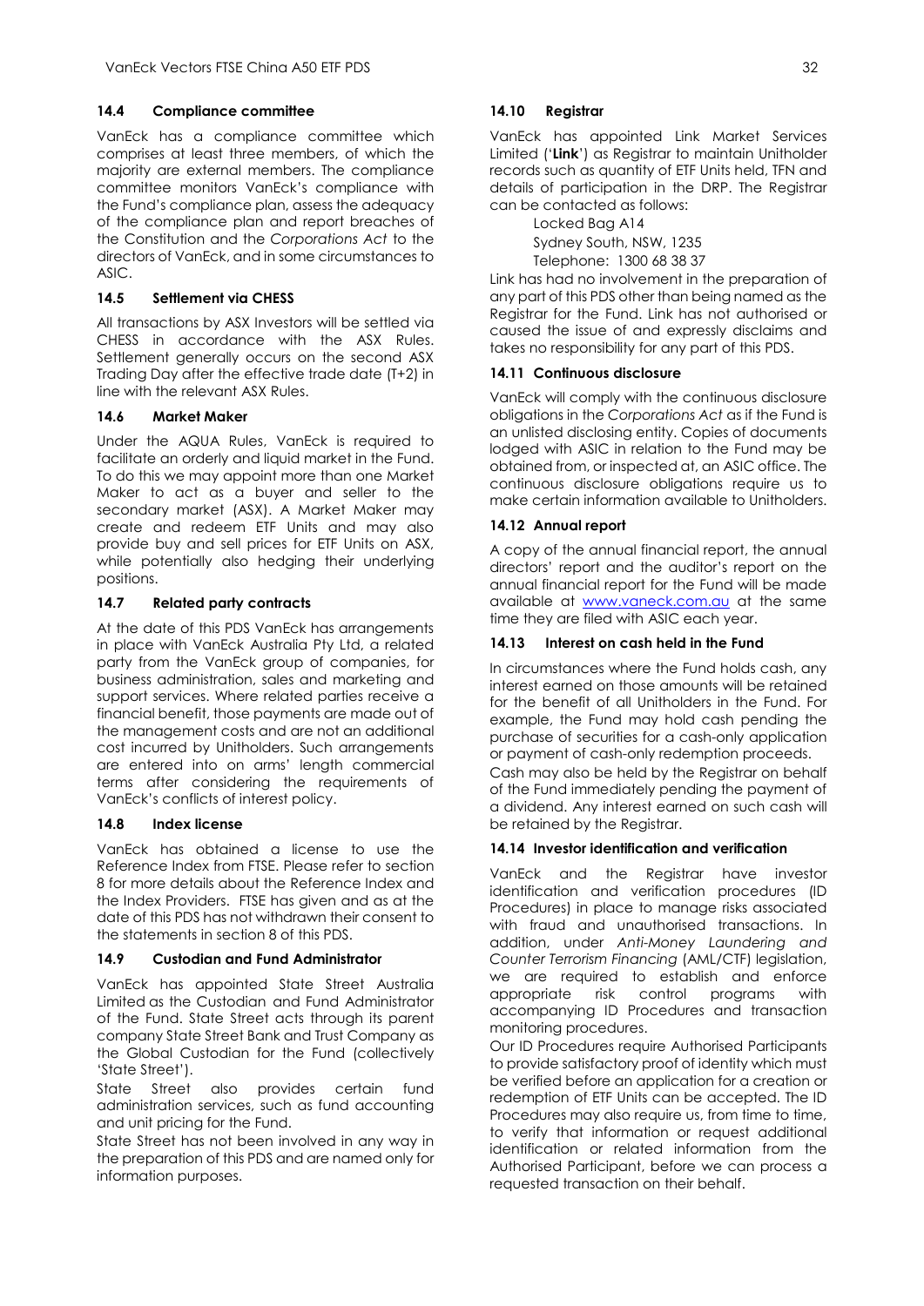### 14.4 Compliance committee

VanEck has a compliance committee which comprises at least three members, of which the majority are external members. The compliance committee monitors VanEck's compliance with the Fund's compliance plan, assess the adequacy of the compliance plan and report breaches of the Constitution and the *Corporations Act* to the directors of VanEck, and in some circumstances to ASIC.

### 14.5 Settlement via CHESS

All transactions by ASX Investors will be settled via CHESS in accordance with the ASX Rules. Settlement generally occurs on the second ASX Trading Day after the effective trade date (T+2) in line with the relevant ASX Rules.

### 14.6 Market Maker

Under the AQUA Rules, VanEck is required to facilitate an orderly and liquid market in the Fund. To do this we may appoint more than one Market Maker to act as a buyer and seller to the secondary market (ASX). A Market Maker may create and redeem ETF Units and may also provide buy and sell prices for ETF Units on ASX, while potentially also hedging their underlying positions.

### 14.7 Related party contracts

At the date of this PDS VanEck has arrangements in place with VanEck Australia Pty Ltd, a related party from the VanEck group of companies, for business administration, sales and marketing and support services. Where related parties receive a financial benefit, those payments are made out of the management costs and are not an additional cost incurred by Unitholders. Such arrangements are entered into on arms' length commercial terms after considering the requirements of VanEck's conflicts of interest policy.

### 14.8 Index license

VanEck has obtained a license to use the Reference Index from FTSE. Please refer to section 8 for more details about the Reference Index and the Index Providers. FTSE has given and as at the date of this PDS has not withdrawn their consent to the statements in section 8 of this PDS.

### 14.9 Custodian and Fund Administrator

VanEck has appointed State Street Australia Limited as the Custodian and Fund Administrator of the Fund. State Street acts through its parent company State Street Bank and Trust Company as the Global Custodian for the Fund (collectively 'State Street').

State Street also provides certain fund administration services, such as fund accounting and unit pricing for the Fund.

State Street has not been involved in any way in the preparation of this PDS and are named only for information purposes.

### 14.10 Registrar

VanEck has appointed Link Market Services Limited ('**Link**') as Registrar to maintain Unitholder records such as quantity of ETF Units held, TFN and details of participation in the DRP. The Registrar can be contacted as follows:

Locked Bag A14
Sydney South, NSW, 1235
Telephone: 1300 68 38 37

Link has had no involvement in the preparation of any part of this PDS other than being named as the Registrar for the Fund. Link has not authorised or caused the issue of and expressly disclaims and takes no responsibility for any part of this PDS.

### 14.11 Continuous disclosure

VanEck will comply with the continuous disclosure obligations in the *Corporations Act* as if the Fund is an unlisted disclosing entity. Copies of documents lodged with ASIC in relation to the Fund may be obtained from, or inspected at, an ASIC office. The continuous disclosure obligations require us to make certain information available to Unitholders.

### 14.12 Annual report

A copy of the annual financial report, the annual directors' report and the auditor's report on the annual financial report for the Fund will be made available at www.vaneck.com.au at the same time they are filed with ASIC each year.

### 14.13 Interest on cash held in the Fund

In circumstances where the Fund holds cash, any interest earned on those amounts will be retained for the benefit of all Unitholders in the Fund. For example, the Fund may hold cash pending the purchase of securities for a cash-only application or payment of cash-only redemption proceeds.

Cash may also be held by the Registrar on behalf of the Fund immediately pending the payment of a dividend. Any interest earned on such cash will be retained by the Registrar.

### 14.14 Investor identification and verification

VanEck and the Registrar have investor identification and verification procedures (ID Procedures) in place to manage risks associated with fraud and unauthorised transactions. In addition, under *Anti-Money Laundering and Counter Terrorism Financing* (AML/CTF) legislation, we are required to establish and enforce appropriate risk control programs with accompanying ID Procedures and transaction monitoring procedures.

Our ID Procedures require Authorised Participants to provide satisfactory proof of identity which must be verified before an application for a creation or redemption of ETF Units can be accepted. The ID Procedures may also require us, from time to time, to verify that information or request additional identification or related information from the Authorised Participant, before we can process a requested transaction on their behalf.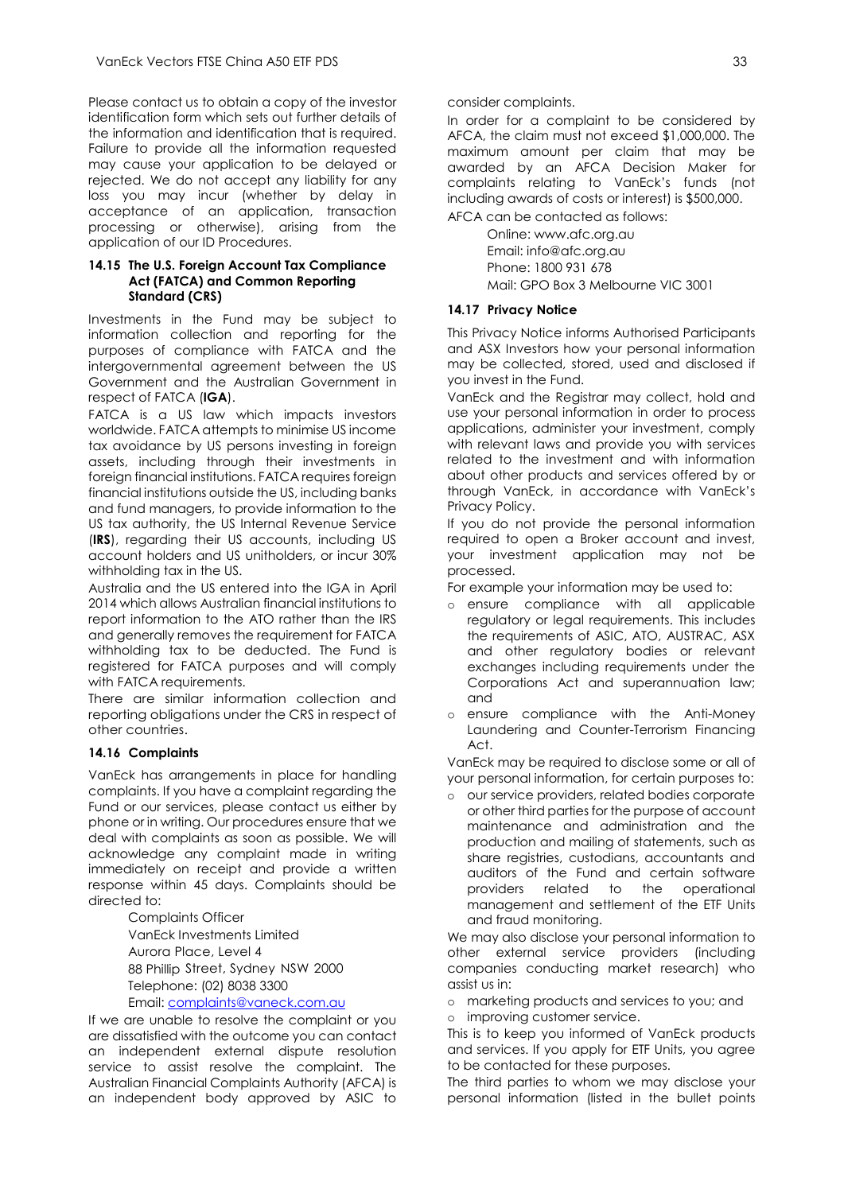Please contact us to obtain a copy of the investor identification form which sets out further details of the information and identification that is required. Failure to provide all the information requested may cause your application to be delayed or rejected. We do not accept any liability for any loss you may incur (whether by delay in acceptance of an application, transaction processing or otherwise), arising from the application of our ID Procedures.

### 14.15 The U.S. Foreign Account Tax Compliance Act (FATCA) and Common Reporting Standard (CRS)

Investments in the Fund may be subject to information collection and reporting for the purposes of compliance with FATCA and the intergovernmental agreement between the US Government and the Australian Government in respect of FATCA (**IGA**).

FATCA is a US law which impacts investors worldwide. FATCA attempts to minimise US income tax avoidance by US persons investing in foreign assets, including through their investments in foreign financial institutions. FATCA requires foreign financial institutions outside the US, including banks and fund managers, to provide information to the US tax authority, the US Internal Revenue Service (**IRS**), regarding their US accounts, including US account holders and US unitholders, or incur 30% withholding tax in the US.

Australia and the US entered into the IGA in April 2014 which allows Australian financial institutions to report information to the ATO rather than the IRS and generally removes the requirement for FATCA withholding tax to be deducted. The Fund is registered for FATCA purposes and will comply with FATCA requirements.

There are similar information collection and reporting obligations under the CRS in respect of other countries.

### 14.16 Complaints

VanEck has arrangements in place for handling complaints. If you have a complaint regarding the Fund or our services, please contact us either by phone or in writing. Our procedures ensure that we deal with complaints as soon as possible. We will acknowledge any complaint made in writing immediately on receipt and provide a written response within 45 days. Complaints should be directed to:

Complaints Officer
VanEck Investments Limited
Aurora Place, Level 4
88 Phillip Street, Sydney NSW 2000
Telephone: (02) 8038 3300
Email: complaints@vaneck.com.au

If we are unable to resolve the complaint or you are dissatisfied with the outcome you can contact an independent external dispute resolution service to assist resolve the complaint. The Australian Financial Complaints Authority (AFCA) is an independent body approved by ASIC to consider complaints.

In order for a complaint to be considered by AFCA, the claim must not exceed $1,000,000. The maximum amount per claim that may be awarded by an AFCA Decision Maker for complaints relating to VanEck's funds (not including awards of costs or interest) is $500,000.

AFCA can be contacted as follows:

Online: www.afc.org.au
Email: info@afc.org.au
Phone: 1800 931 678
Mail: GPO Box 3 Melbourne VIC 3001

### 14.17 Privacy Notice

This Privacy Notice informs Authorised Participants and ASX Investors how your personal information may be collected, stored, used and disclosed if you invest in the Fund.

VanEck and the Registrar may collect, hold and use your personal information in order to process applications, administer your investment, comply with relevant laws and provide you with services related to the investment and with information about other products and services offered by or through VanEck, in accordance with VanEck's Privacy Policy.

If you do not provide the personal information required to open a Broker account and invest, your investment application may not be processed.

For example your information may be used to:

- ensure compliance with all applicable regulatory or legal requirements. This includes the requirements of ASIC, ATO, AUSTRAC, ASX and other regulatory bodies or relevant exchanges including requirements under the Corporations Act and superannuation law; and
- ensure compliance with the Anti-Money Laundering and Counter-Terrorism Financing Act.

VanEck may be required to disclose some or all of your personal information, for certain purposes to:

- our service providers, related bodies corporate or other third parties for the purpose of account maintenance and administration and the production and mailing of statements, such as share registries, custodians, accountants and auditors of the Fund and certain software providers related to the operational management and settlement of the ETF Units and fraud monitoring.

We may also disclose your personal information to other external service providers (including companies conducting market research) who assist us in:

- marketing products and services to you; and
- improving customer service.

This is to keep you informed of VanEck products and services. If you apply for ETF Units, you agree to be contacted for these purposes.

The third parties to whom we may disclose your personal information (listed in the bullet points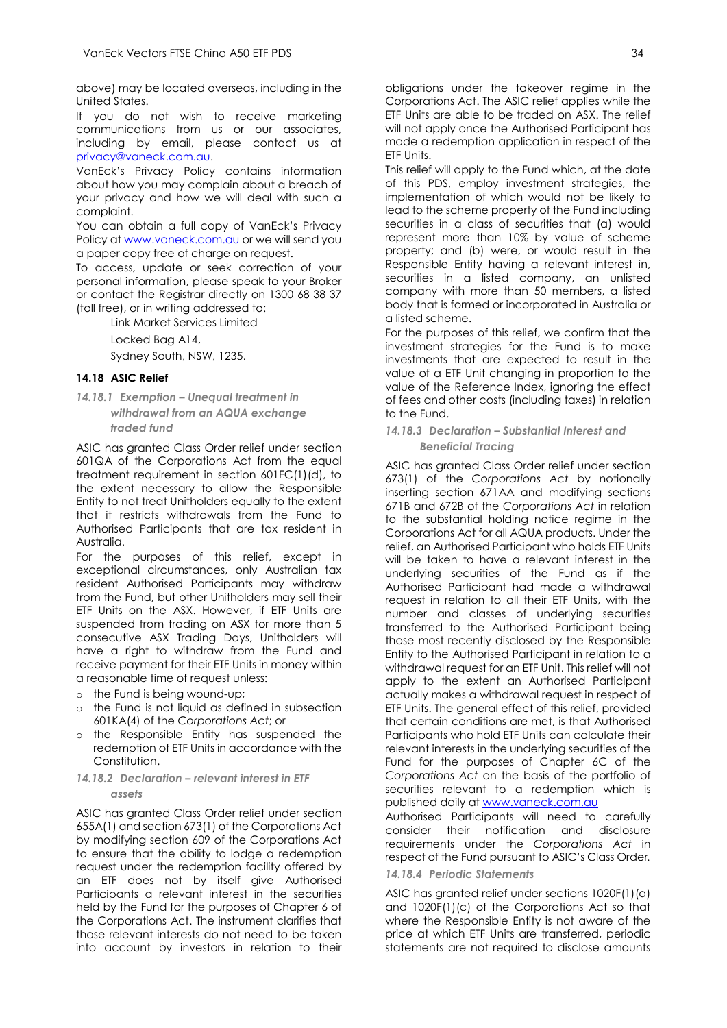above) may be located overseas, including in the United States.

If you do not wish to receive marketing communications from us or our associates, including by email, please contact us at privacy@vaneck.com.au.

VanEck's Privacy Policy contains information about how you may complain about a breach of your privacy and how we will deal with such a complaint.

You can obtain a full copy of VanEck's Privacy Policy at www.vaneck.com.au or we will send you a paper copy free of charge on request.

To access, update or seek correction of your personal information, please speak to your Broker or contact the Registrar directly on 1300 68 38 37 (toll free), or in writing addressed to:

Link Market Services Limited

Locked Bag A14,

Sydney South, NSW, 1235.

### 14.18 ASIC Relief

#### *14.18.1 Exemption – Unequal treatment in withdrawal from an AQUA exchange traded fund*

ASIC has granted Class Order relief under section 601QA of the Corporations Act from the equal treatment requirement in section 601FC(1)(d), to the extent necessary to allow the Responsible Entity to not treat Unitholders equally to the extent that it restricts withdrawals from the Fund to Authorised Participants that are tax resident in Australia.

For the purposes of this relief, except in exceptional circumstances, only Australian tax resident Authorised Participants may withdraw from the Fund, but other Unitholders may sell their ETF Units on the ASX. However, if ETF Units are suspended from trading on ASX for more than 5 consecutive ASX Trading Days, Unitholders will have a right to withdraw from the Fund and receive payment for their ETF Units in money within a reasonable time of request unless:

- the Fund is being wound-up;
- the Fund is not liquid as defined in subsection 601KA(4) of the *Corporations Act*; or
- the Responsible Entity has suspended the redemption of ETF Units in accordance with the Constitution.

#### *14.18.2 Declaration – relevant interest in ETF assets*

ASIC has granted Class Order relief under section 655A(1) and section 673(1) of the Corporations Act by modifying section 609 of the Corporations Act to ensure that the ability to lodge a redemption request under the redemption facility offered by an ETF does not by itself give Authorised Participants a relevant interest in the securities held by the Fund for the purposes of Chapter 6 of the Corporations Act. The instrument clarifies that those relevant interests do not need to be taken into account by investors in relation to their obligations under the takeover regime in the Corporations Act. The ASIC relief applies while the ETF Units are able to be traded on ASX. The relief will not apply once the Authorised Participant has made a redemption application in respect of the ETF Units.

This relief will apply to the Fund which, at the date of this PDS, employ investment strategies, the implementation of which would not be likely to lead to the scheme property of the Fund including securities in a class of securities that (a) would represent more than 10% by value of scheme property; and (b) were, or would result in the Responsible Entity having a relevant interest in, securities in a listed company, an unlisted company with more than 50 members, a listed body that is formed or incorporated in Australia or a listed scheme.

For the purposes of this relief, we confirm that the investment strategies for the Fund is to make investments that are expected to result in the value of a ETF Unit changing in proportion to the value of the Reference Index, ignoring the effect of fees and other costs (including taxes) in relation to the Fund.

#### *14.18.3 Declaration – Substantial Interest and Beneficial Tracing*

ASIC has granted Class Order relief under section 673(1) of the *Corporations Act* by notionally inserting section 671AA and modifying sections 671B and 672B of the *Corporations Act* in relation to the substantial holding notice regime in the Corporations Act for all AQUA products. Under the relief, an Authorised Participant who holds ETF Units will be taken to have a relevant interest in the underlying securities of the Fund as if the Authorised Participant had made a withdrawal request in relation to all their ETF Units, with the number and classes of underlying securities transferred to the Authorised Participant being those most recently disclosed by the Responsible Entity to the Authorised Participant in relation to a withdrawal request for an ETF Unit. This relief will not apply to the extent an Authorised Participant actually makes a withdrawal request in respect of ETF Units. The general effect of this relief, provided that certain conditions are met, is that Authorised Participants who hold ETF Units can calculate their relevant interests in the underlying securities of the Fund for the purposes of Chapter 6C of the *Corporations Act* on the basis of the portfolio of securities relevant to a redemption which is published daily at www.vaneck.com.au

Authorised Participants will need to carefully consider their notification and disclosure requirements under the *Corporations Act* in respect of the Fund pursuant to ASIC's Class Order.

#### *14.18.4 Periodic Statements*

ASIC has granted relief under sections 1020F(1)(a) and 1020F(1)(c) of the Corporations Act so that where the Responsible Entity is not aware of the price at which ETF Units are transferred, periodic statements are not required to disclose amounts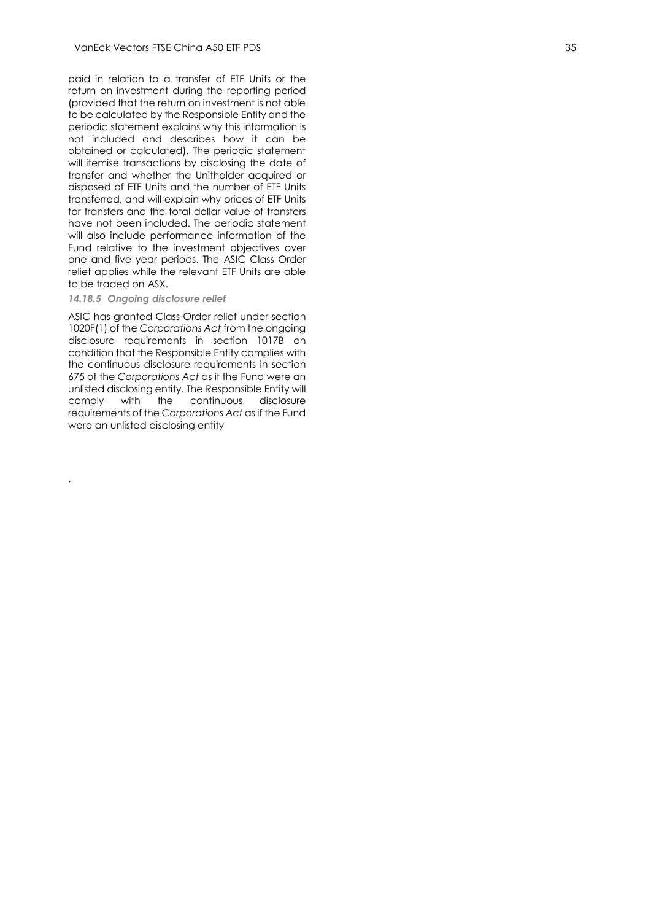paid in relation to a transfer of ETF Units or the return on investment during the reporting period (provided that the return on investment is not able to be calculated by the Responsible Entity and the periodic statement explains why this information is not included and describes how it can be obtained or calculated). The periodic statement will itemise transactions by disclosing the date of transfer and whether the Unitholder acquired or disposed of ETF Units and the number of ETF Units transferred, and will explain why prices of ETF Units for transfers and the total dollar value of transfers have not been included. The periodic statement will also include performance information of the Fund relative to the investment objectives over one and five year periods. The ASIC Class Order relief applies while the relevant ETF Units are able to be traded on ASX.

#### *14.18.5 Ongoing disclosure relief*

ASIC has granted Class Order relief under section 1020F(1) of the *Corporations Act* from the ongoing disclosure requirements in section 1017B on condition that the Responsible Entity complies with the continuous disclosure requirements in section 675 of the *Corporations Act* as if the Fund were an unlisted disclosing entity. The Responsible Entity will comply with the continuous disclosure requirements of the *Corporations Act* as if the Fund were an unlisted disclosing entity

.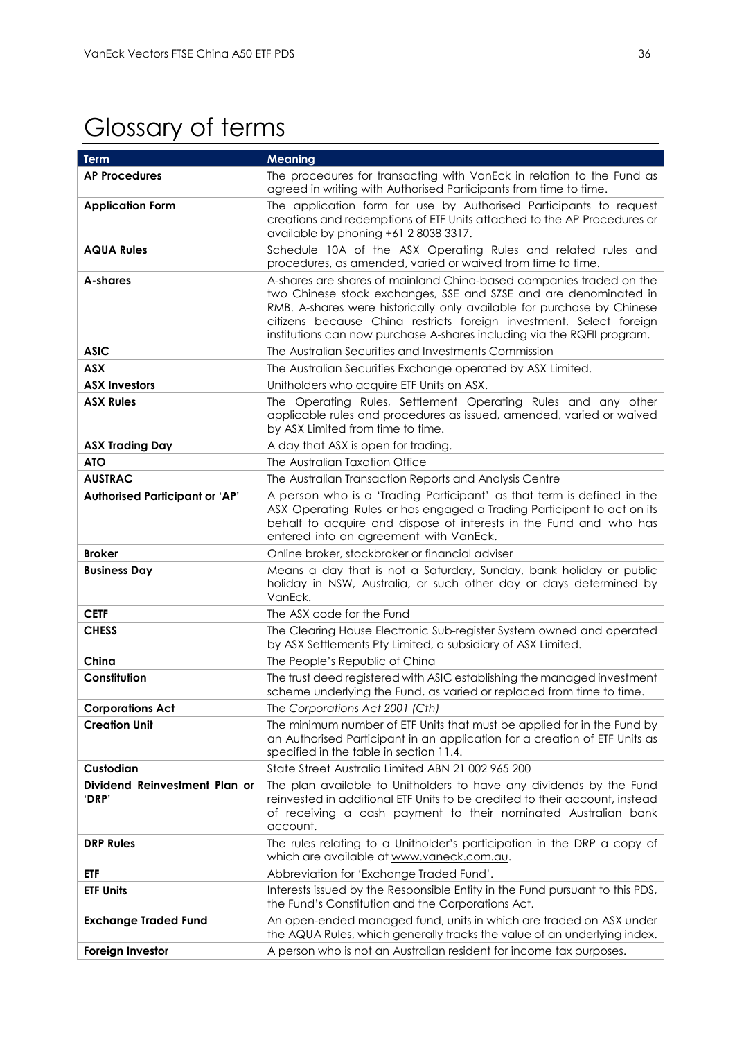# Glossary of terms

| Term | Meaning |
|---|---|
| **AP Procedures** | The procedures for transacting with VanEck in relation to the Fund as agreed in writing with Authorised Participants from time to time. |
| **Application Form** | The application form for use by Authorised Participants to request creations and redemptions of ETF Units attached to the AP Procedures or available by phoning +61 2 8038 3317. |
| **AQUA Rules** | Schedule 10A of the ASX Operating Rules and related rules and procedures, as amended, varied or waived from time to time. |
| **A-shares** | A-shares are shares of mainland China-based companies traded on the two Chinese stock exchanges, SSE and SZSE and are denominated in RMB. A-shares were historically only available for purchase by Chinese citizens because China restricts foreign investment. Select foreign institutions can now purchase A-shares including via the RQFII program. |
| **ASIC** | The Australian Securities and Investments Commission |
| **ASX** | The Australian Securities Exchange operated by ASX Limited. |
| **ASX Investors** | Unitholders who acquire ETF Units on ASX. |
| **ASX Rules** | The Operating Rules, Settlement Operating Rules and any other applicable rules and procedures as issued, amended, varied or waived by ASX Limited from time to time. |
| **ASX Trading Day** | A day that ASX is open for trading. |
| **ATO** | The Australian Taxation Office |
| **AUSTRAC** | The Australian Transaction Reports and Analysis Centre |
| **Authorised Participant or 'AP'** | A person who is a 'Trading Participant' as that term is defined in the ASX Operating Rules or has engaged a Trading Participant to act on its behalf to acquire and dispose of interests in the Fund and who has entered into an agreement with VanEck. |
| **Broker** | Online broker, stockbroker or financial adviser |
| **Business Day** | Means a day that is not a Saturday, Sunday, bank holiday or public holiday in NSW, Australia, or such other day or days determined by VanEck. |
| **CETF** | The ASX code for the Fund |
| **CHESS** | The Clearing House Electronic Sub-register System owned and operated by ASX Settlements Pty Limited, a subsidiary of ASX Limited. |
| **China** | The People's Republic of China |
| **Constitution** | The trust deed registered with ASIC establishing the managed investment scheme underlying the Fund, as varied or replaced from time to time. |
| **Corporations Act** | The *Corporations Act 2001 (Cth)* |
| **Creation Unit** | The minimum number of ETF Units that must be applied for in the Fund by an Authorised Participant in an application for a creation of ETF Units as specified in the table in section 11.4. |
| **Custodian** | State Street Australia Limited ABN 21 002 965 200 |
| **Dividend Reinvestment Plan or 'DRP'** | The plan available to Unitholders to have any dividends by the Fund reinvested in additional ETF Units to be credited to their account, instead of receiving a cash payment to their nominated Australian bank account. |
| **DRP Rules** | The rules relating to a Unitholder's participation in the DRP a copy of which are available at www.vaneck.com.au. |
| **ETF** | Abbreviation for 'Exchange Traded Fund'. |
| **ETF Units** | Interests issued by the Responsible Entity in the Fund pursuant to this PDS, the Fund's Constitution and the Corporations Act. |
| **Exchange Traded Fund** | An open-ended managed fund, units in which are traded on ASX under the AQUA Rules, which generally tracks the value of an underlying index. |
| **Foreign Investor** | A person who is not an Australian resident for income tax purposes. |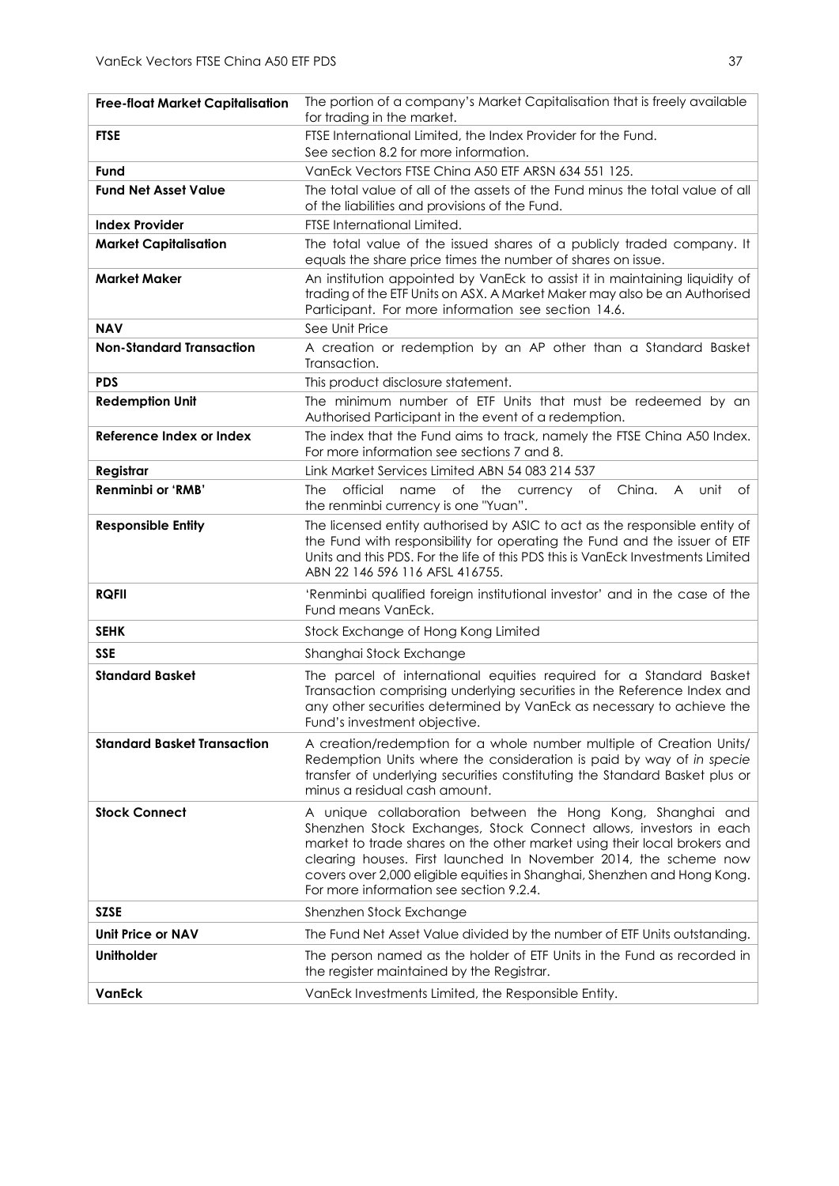| | |
|---|---|
| **Free-float Market Capitalisation** | The portion of a company's Market Capitalisation that is freely available for trading in the market. |
| **FTSE** | FTSE International Limited, the Index Provider for the Fund. See section 8.2 for more information. |
| **Fund** | VanEck Vectors FTSE China A50 ETF ARSN 634 551 125. |
| **Fund Net Asset Value** | The total value of all of the assets of the Fund minus the total value of all of the liabilities and provisions of the Fund. |
| **Index Provider** | FTSE International Limited. |
| **Market Capitalisation** | The total value of the issued shares of a publicly traded company. It equals the share price times the number of shares on issue. |
| **Market Maker** | An institution appointed by VanEck to assist it in maintaining liquidity of trading of the ETF Units on ASX. A Market Maker may also be an Authorised Participant. For more information see section 14.6. |
| **NAV** | See Unit Price |
| **Non-Standard Transaction** | A creation or redemption by an AP other than a Standard Basket Transaction. |
| **PDS** | This product disclosure statement. |
| **Redemption Unit** | The minimum number of ETF Units that must be redeemed by an Authorised Participant in the event of a redemption. |
| **Reference Index or Index** | The index that the Fund aims to track, namely the FTSE China A50 Index. For more information see sections 7 and 8. |
| **Registrar** | Link Market Services Limited ABN 54 083 214 537 |
| **Renminbi or 'RMB'** | The official name of the currency of China. A unit of the renminbi currency is one "Yuan". |
| **Responsible Entity** | The licensed entity authorised by ASIC to act as the responsible entity of the Fund with responsibility for operating the Fund and the issuer of ETF Units and this PDS. For the life of this PDS this is VanEck Investments Limited ABN 22 146 596 116 AFSL 416755. |
| **RQFII** | 'Renminbi qualified foreign institutional investor' and in the case of the Fund means VanEck. |
| **SEHK** | Stock Exchange of Hong Kong Limited |
| **SSE** | Shanghai Stock Exchange |
| **Standard Basket** | The parcel of international equities required for a Standard Basket Transaction comprising underlying securities in the Reference Index and any other securities determined by VanEck as necessary to achieve the Fund's investment objective. |
| **Standard Basket Transaction** | A creation/redemption for a whole number multiple of Creation Units/ Redemption Units where the consideration is paid by way of *in specie* transfer of underlying securities constituting the Standard Basket plus or minus a residual cash amount. |
| **Stock Connect** | A unique collaboration between the Hong Kong, Shanghai and Shenzhen Stock Exchanges, Stock Connect allows, investors in each market to trade shares on the other market using their local brokers and clearing houses. First launched In November 2014, the scheme now covers over 2,000 eligible equities in Shanghai, Shenzhen and Hong Kong. For more information see section 9.2.4. |
| **SZSE** | Shenzhen Stock Exchange |
| **Unit Price or NAV** | The Fund Net Asset Value divided by the number of ETF Units outstanding. |
| **Unitholder** | The person named as the holder of ETF Units in the Fund as recorded in the register maintained by the Registrar. |
| **VanEck** | VanEck Investments Limited, the Responsible Entity. |